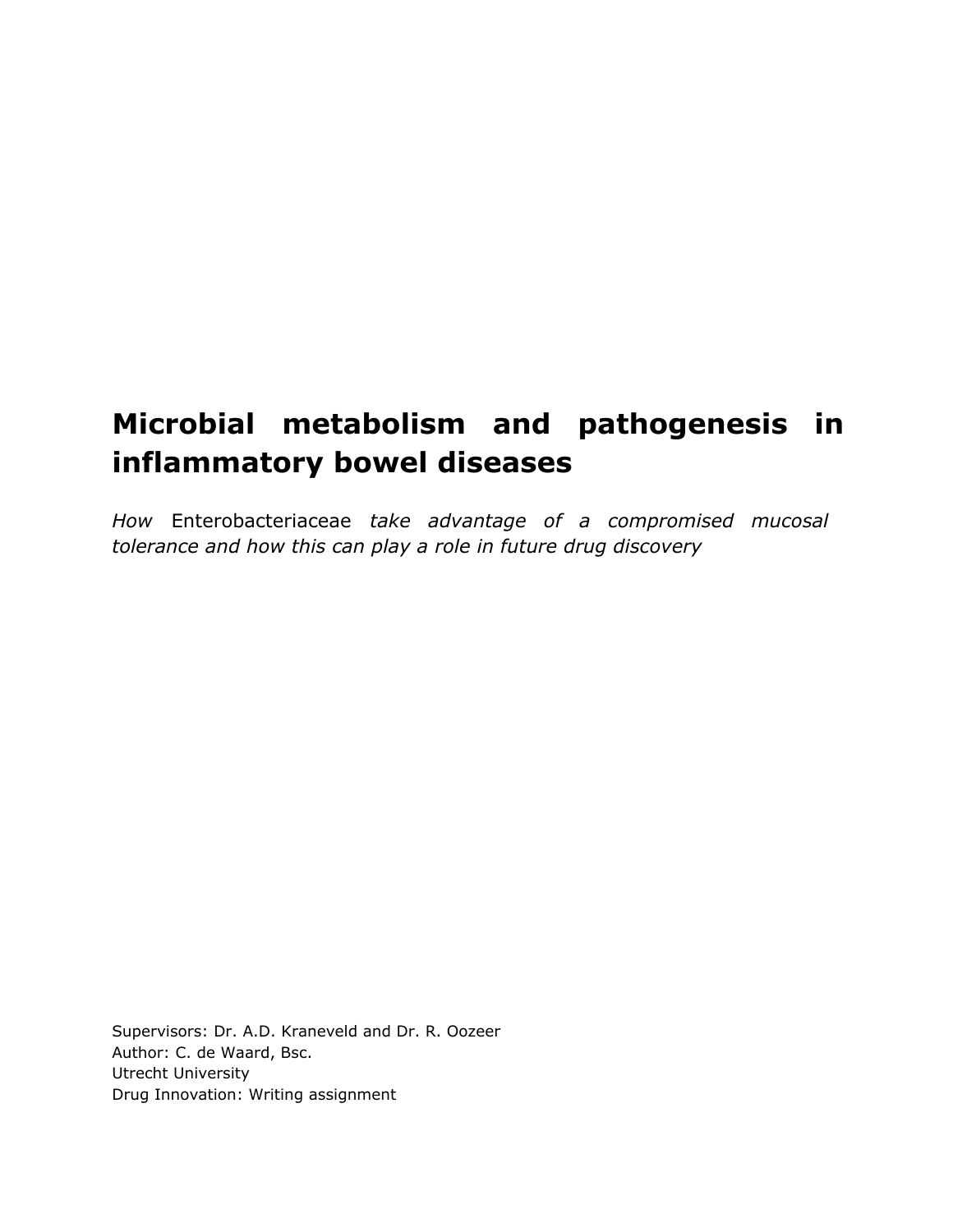# Microbial metabolism and pathogenesis in inflammatory bowel diseases

*How* Enterobacteriaceae *take advantage of a compromised mucosal tolerance and how this can play a role in future drug discovery*

Supervisors: Dr. A.D. Kraneveld and Dr. R. Oozeer
Author: C. de Waard, Bsc.
Utrecht University
Drug Innovation: Writing assignment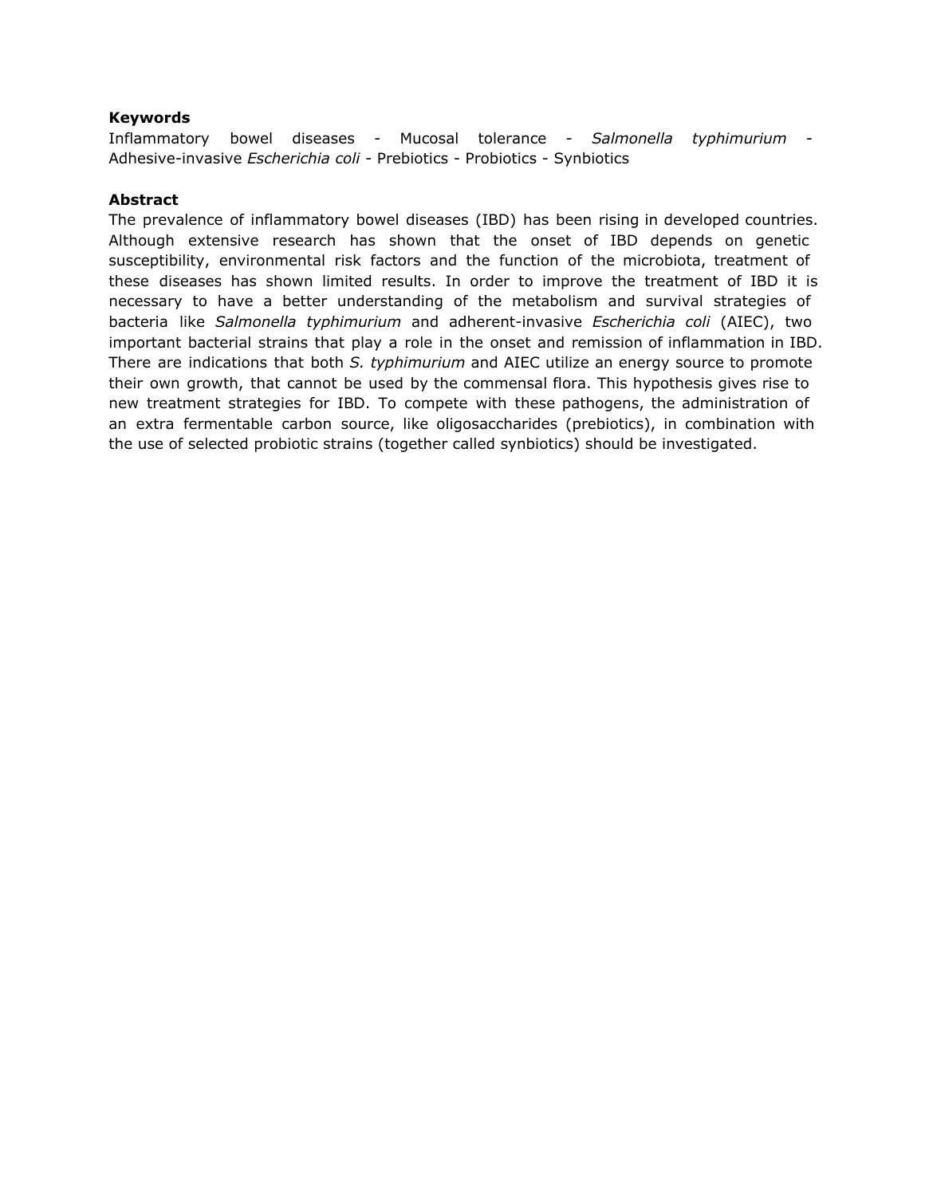**Keywords**

Inflammatory bowel diseases - Mucosal tolerance - *Salmonella typhimurium* - Adhesive-invasive *Escherichia coli* - Prebiotics - Probiotics - Synbiotics

**Abstract**

The prevalence of inflammatory bowel diseases (IBD) has been rising in developed countries. Although extensive research has shown that the onset of IBD depends on genetic susceptibility, environmental risk factors and the function of the microbiota, treatment of these diseases has shown limited results. In order to improve the treatment of IBD it is necessary to have a better understanding of the metabolism and survival strategies of bacteria like *Salmonella typhimurium* and adherent-invasive *Escherichia coli* (AIEC), two important bacterial strains that play a role in the onset and remission of inflammation in IBD. There are indications that both *S. typhimurium* and AIEC utilize an energy source to promote their own growth, that cannot be used by the commensal flora. This hypothesis gives rise to new treatment strategies for IBD. To compete with these pathogens, the administration of an extra fermentable carbon source, like oligosaccharides (prebiotics), in combination with the use of selected probiotic strains (together called synbiotics) should be investigated.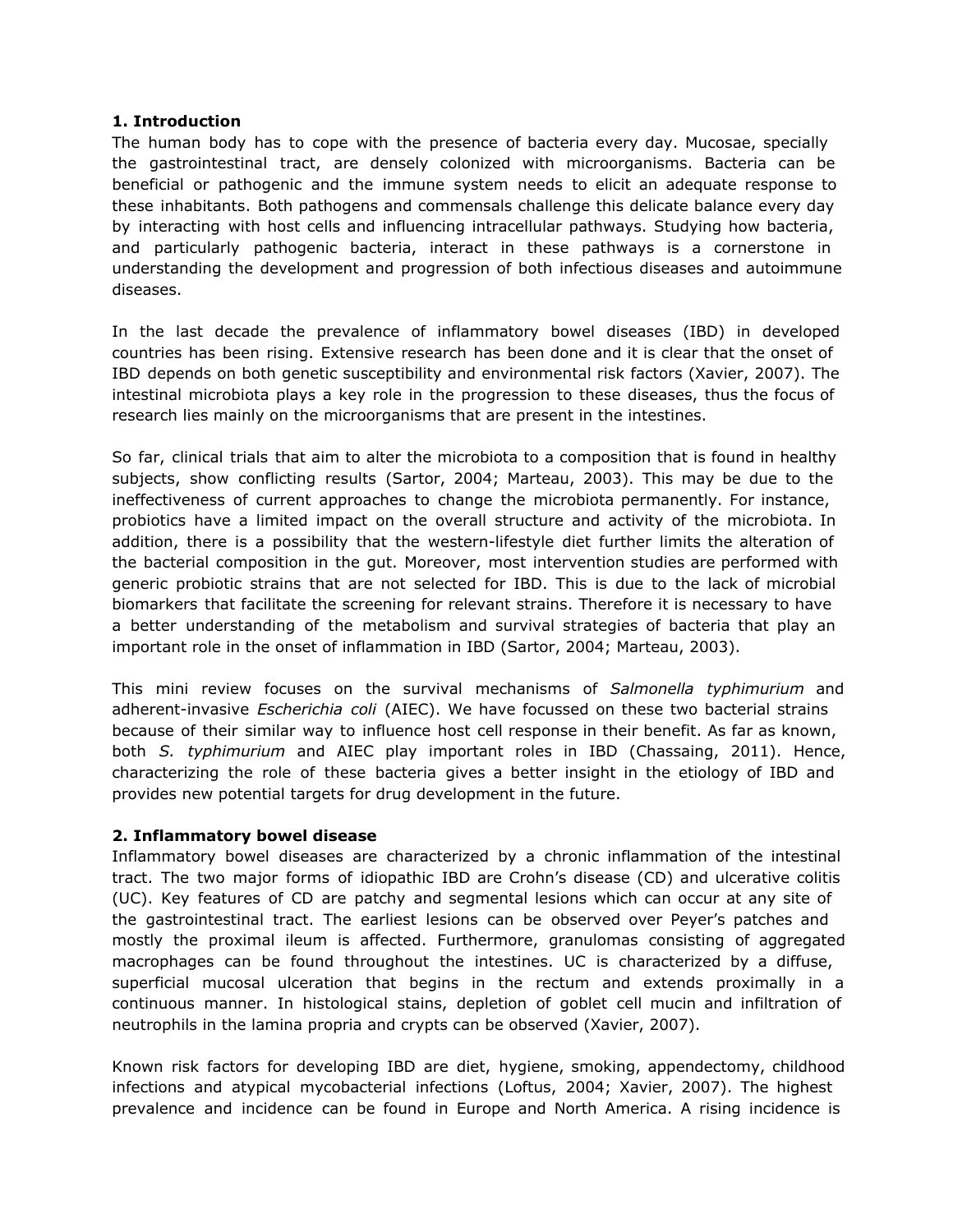## 1. Introduction

The human body has to cope with the presence of bacteria every day. Mucosae, specially the gastrointestinal tract, are densely colonized with microorganisms. Bacteria can be beneficial or pathogenic and the immune system needs to elicit an adequate response to these inhabitants. Both pathogens and commensals challenge this delicate balance every day by interacting with host cells and influencing intracellular pathways. Studying how bacteria, and particularly pathogenic bacteria, interact in these pathways is a cornerstone in understanding the development and progression of both infectious diseases and autoimmune diseases.

In the last decade the prevalence of inflammatory bowel diseases (IBD) in developed countries has been rising. Extensive research has been done and it is clear that the onset of IBD depends on both genetic susceptibility and environmental risk factors (Xavier, 2007). The intestinal microbiota plays a key role in the progression to these diseases, thus the focus of research lies mainly on the microorganisms that are present in the intestines.

So far, clinical trials that aim to alter the microbiota to a composition that is found in healthy subjects, show conflicting results (Sartor, 2004; Marteau, 2003). This may be due to the ineffectiveness of current approaches to change the microbiota permanently. For instance, probiotics have a limited impact on the overall structure and activity of the microbiota. In addition, there is a possibility that the western-lifestyle diet further limits the alteration of the bacterial composition in the gut. Moreover, most intervention studies are performed with generic probiotic strains that are not selected for IBD. This is due to the lack of microbial biomarkers that facilitate the screening for relevant strains. Therefore it is necessary to have a better understanding of the metabolism and survival strategies of bacteria that play an important role in the onset of inflammation in IBD (Sartor, 2004; Marteau, 2003).

This mini review focuses on the survival mechanisms of *Salmonella typhimurium* and adherent-invasive *Escherichia coli* (AIEC). We have focussed on these two bacterial strains because of their similar way to influence host cell response in their benefit. As far as known, both *S. typhimurium* and AIEC play important roles in IBD (Chassaing, 2011). Hence, characterizing the role of these bacteria gives a better insight in the etiology of IBD and provides new potential targets for drug development in the future.

## 2. Inflammatory bowel disease

Inflammatory bowel diseases are characterized by a chronic inflammation of the intestinal tract. The two major forms of idiopathic IBD are Crohn's disease (CD) and ulcerative colitis (UC). Key features of CD are patchy and segmental lesions which can occur at any site of the gastrointestinal tract. The earliest lesions can be observed over Peyer's patches and mostly the proximal ileum is affected. Furthermore, granulomas consisting of aggregated macrophages can be found throughout the intestines. UC is characterized by a diffuse, superficial mucosal ulceration that begins in the rectum and extends proximally in a continuous manner. In histological stains, depletion of goblet cell mucin and infiltration of neutrophils in the lamina propria and crypts can be observed (Xavier, 2007).

Known risk factors for developing IBD are diet, hygiene, smoking, appendectomy, childhood infections and atypical mycobacterial infections (Loftus, 2004; Xavier, 2007). The highest prevalence and incidence can be found in Europe and North America. A rising incidence is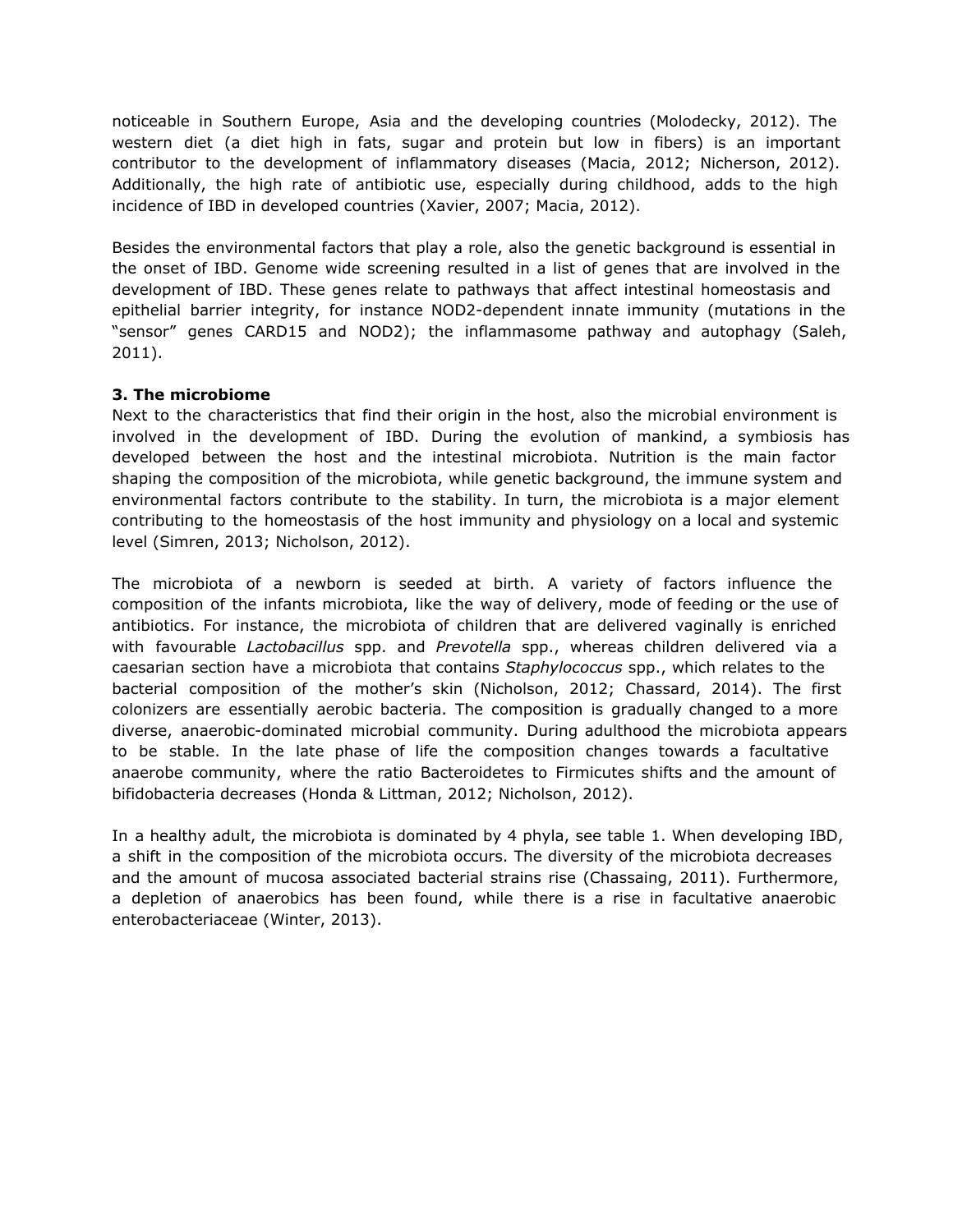noticeable in Southern Europe, Asia and the developing countries (Molodecky, 2012). The western diet (a diet high in fats, sugar and protein but low in fibers) is an important contributor to the development of inflammatory diseases (Macia, 2012; Nicherson, 2012). Additionally, the high rate of antibiotic use, especially during childhood, adds to the high incidence of IBD in developed countries (Xavier, 2007; Macia, 2012).

Besides the environmental factors that play a role, also the genetic background is essential in the onset of IBD. Genome wide screening resulted in a list of genes that are involved in the development of IBD. These genes relate to pathways that affect intestinal homeostasis and epithelial barrier integrity, for instance NOD2-dependent innate immunity (mutations in the "sensor" genes CARD15 and NOD2); the inflammasome pathway and autophagy (Saleh, 2011).

**3. The microbiome**

Next to the characteristics that find their origin in the host, also the microbial environment is involved in the development of IBD. During the evolution of mankind, a symbiosis has developed between the host and the intestinal microbiota. Nutrition is the main factor shaping the composition of the microbiota, while genetic background, the immune system and environmental factors contribute to the stability. In turn, the microbiota is a major element contributing to the homeostasis of the host immunity and physiology on a local and systemic level (Simren, 2013; Nicholson, 2012).

The microbiota of a newborn is seeded at birth. A variety of factors influence the composition of the infants microbiota, like the way of delivery, mode of feeding or the use of antibiotics. For instance, the microbiota of children that are delivered vaginally is enriched with favourable *Lactobacillus* spp. and *Prevotella* spp., whereas children delivered via a caesarian section have a microbiota that contains *Staphylococcus* spp., which relates to the bacterial composition of the mother's skin (Nicholson, 2012; Chassard, 2014). The first colonizers are essentially aerobic bacteria. The composition is gradually changed to a more diverse, anaerobic-dominated microbial community. During adulthood the microbiota appears to be stable. In the late phase of life the composition changes towards a facultative anaerobe community, where the ratio Bacteroidetes to Firmicutes shifts and the amount of bifidobacteria decreases (Honda & Littman, 2012; Nicholson, 2012).

In a healthy adult, the microbiota is dominated by 4 phyla, see table 1. When developing IBD, a shift in the composition of the microbiota occurs. The diversity of the microbiota decreases and the amount of mucosa associated bacterial strains rise (Chassaing, 2011). Furthermore, a depletion of anaerobics has been found, while there is a rise in facultative anaerobic enterobacteriaceae (Winter, 2013).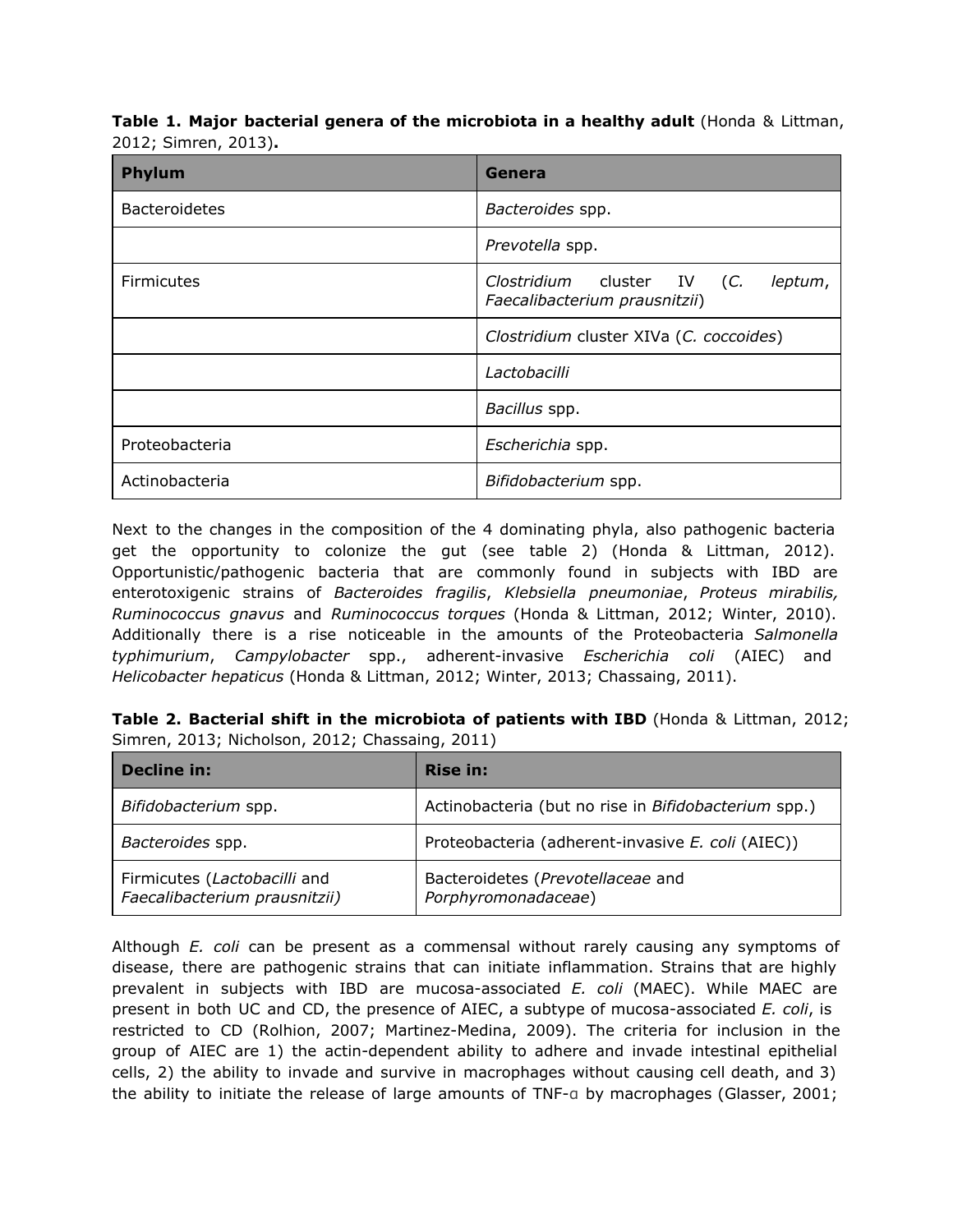**Table 1. Major bacterial genera of the microbiota in a healthy adult** (Honda & Littman, 2012; Simren, 2013)**.**

| Phylum | Genera |
|---|---|
| Bacteroidetes | *Bacteroides* spp. |
| | *Prevotella* spp. |
| Firmicutes | *Clostridium* cluster IV (*C. leptum*, *Faecalibacterium prausnitzii*) |
| | *Clostridium* cluster XIVa (*C. coccoides*) |
| | *Lactobacilli* |
| | *Bacillus* spp. |
| Proteobacteria | *Escherichia* spp. |
| Actinobacteria | *Bifidobacterium* spp. |

Next to the changes in the composition of the 4 dominating phyla, also pathogenic bacteria get the opportunity to colonize the gut (see table 2) (Honda & Littman, 2012). Opportunistic/pathogenic bacteria that are commonly found in subjects with IBD are enterotoxigenic strains of *Bacteroides fragilis*, *Klebsiella pneumoniae*, *Proteus mirabilis, Ruminococcus gnavus* and *Ruminococcus torques* (Honda & Littman, 2012; Winter, 2010). Additionally there is a rise noticeable in the amounts of the Proteobacteria *Salmonella typhimurium*, *Campylobacter* spp., adherent-invasive *Escherichia coli* (AIEC) and *Helicobacter hepaticus* (Honda & Littman, 2012; Winter, 2013; Chassaing, 2011).

**Table 2. Bacterial shift in the microbiota of patients with IBD** (Honda & Littman, 2012; Simren, 2013; Nicholson, 2012; Chassaing, 2011)

| Decline in: | Rise in: |
|---|---|
| *Bifidobacterium* spp. | Actinobacteria (but no rise in *Bifidobacterium* spp.) |
| *Bacteroides* spp. | Proteobacteria (adherent-invasive *E. coli* (AIEC)) |
| Firmicutes (*Lactobacilli* and *Faecalibacterium prausnitzii)* | Bacteroidetes (*Prevotellaceae* and *Porphyromonadaceae*) |

Although *E. coli* can be present as a commensal without rarely causing any symptoms of disease, there are pathogenic strains that can initiate inflammation. Strains that are highly prevalent in subjects with IBD are mucosa-associated *E. coli* (MAEC). While MAEC are present in both UC and CD, the presence of AIEC, a subtype of mucosa-associated *E. coli*, is restricted to CD (Rolhion, 2007; Martinez-Medina, 2009). The criteria for inclusion in the group of AIEC are 1) the actin-dependent ability to adhere and invade intestinal epithelial cells, 2) the ability to invade and survive in macrophages without causing cell death, and 3) the ability to initiate the release of large amounts of TNF-α by macrophages (Glasser, 2001;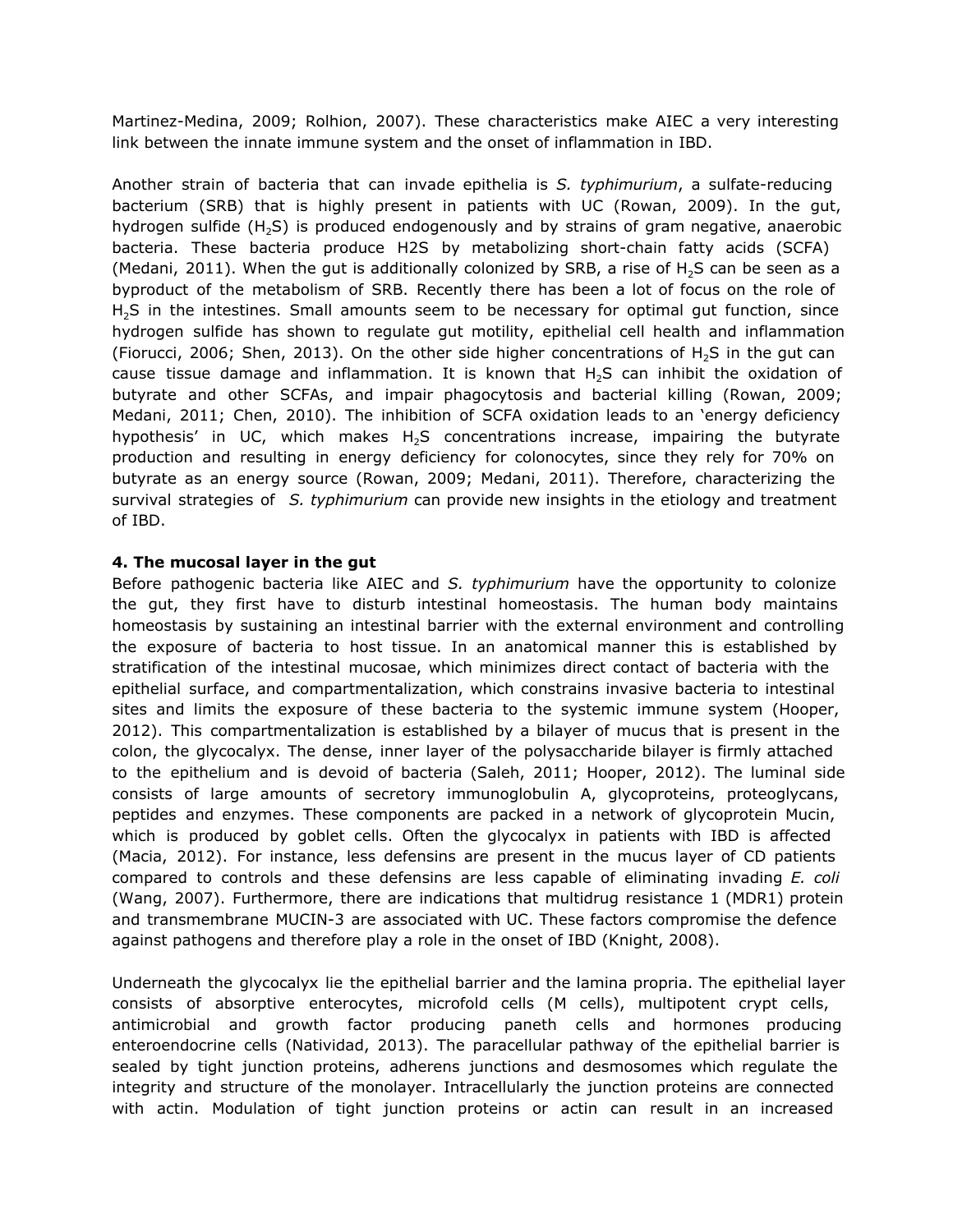Martinez-Medina, 2009; Rolhion, 2007). These characteristics make AIEC a very interesting link between the innate immune system and the onset of inflammation in IBD.

Another strain of bacteria that can invade epithelia is *S. typhimurium*, a sulfate-reducing bacterium (SRB) that is highly present in patients with UC (Rowan, 2009). In the gut, hydrogen sulfide ($H_2S$) is produced endogenously and by strains of gram negative, anaerobic bacteria. These bacteria produce H2S by metabolizing short-chain fatty acids (SCFA) (Medani, 2011). When the gut is additionally colonized by SRB, a rise of $H_2S$ can be seen as a byproduct of the metabolism of SRB. Recently there has been a lot of focus on the role of $H_2S$ in the intestines. Small amounts seem to be necessary for optimal gut function, since hydrogen sulfide has shown to regulate gut motility, epithelial cell health and inflammation (Fiorucci, 2006; Shen, 2013). On the other side higher concentrations of $H_2S$ in the gut can cause tissue damage and inflammation. It is known that $H_2S$ can inhibit the oxidation of butyrate and other SCFAs, and impair phagocytosis and bacterial killing (Rowan, 2009; Medani, 2011; Chen, 2010). The inhibition of SCFA oxidation leads to an 'energy deficiency hypothesis' in UC, which makes $H_2S$ concentrations increase, impairing the butyrate production and resulting in energy deficiency for colonocytes, since they rely for 70% on butyrate as an energy source (Rowan, 2009; Medani, 2011). Therefore, characterizing the survival strategies of *S. typhimurium* can provide new insights in the etiology and treatment of IBD.

**4. The mucosal layer in the gut**

Before pathogenic bacteria like AIEC and *S. typhimurium* have the opportunity to colonize the gut, they first have to disturb intestinal homeostasis. The human body maintains homeostasis by sustaining an intestinal barrier with the external environment and controlling the exposure of bacteria to host tissue. In an anatomical manner this is established by stratification of the intestinal mucosae, which minimizes direct contact of bacteria with the epithelial surface, and compartmentalization, which constrains invasive bacteria to intestinal sites and limits the exposure of these bacteria to the systemic immune system (Hooper, 2012). This compartmentalization is established by a bilayer of mucus that is present in the colon, the glycocalyx. The dense, inner layer of the polysaccharide bilayer is firmly attached to the epithelium and is devoid of bacteria (Saleh, 2011; Hooper, 2012). The luminal side consists of large amounts of secretory immunoglobulin A, glycoproteins, proteoglycans, peptides and enzymes. These components are packed in a network of glycoprotein Mucin, which is produced by goblet cells. Often the glycocalyx in patients with IBD is affected (Macia, 2012). For instance, less defensins are present in the mucus layer of CD patients compared to controls and these defensins are less capable of eliminating invading *E. coli* (Wang, 2007). Furthermore, there are indications that multidrug resistance 1 (MDR1) protein and transmembrane MUCIN-3 are associated with UC. These factors compromise the defence against pathogens and therefore play a role in the onset of IBD (Knight, 2008).

Underneath the glycocalyx lie the epithelial barrier and the lamina propria. The epithelial layer consists of absorptive enterocytes, microfold cells (M cells), multipotent crypt cells, antimicrobial and growth factor producing paneth cells and hormones producing enteroendocrine cells (Natividad, 2013). The paracellular pathway of the epithelial barrier is sealed by tight junction proteins, adherens junctions and desmosomes which regulate the integrity and structure of the monolayer. Intracellularly the junction proteins are connected with actin. Modulation of tight junction proteins or actin can result in an increased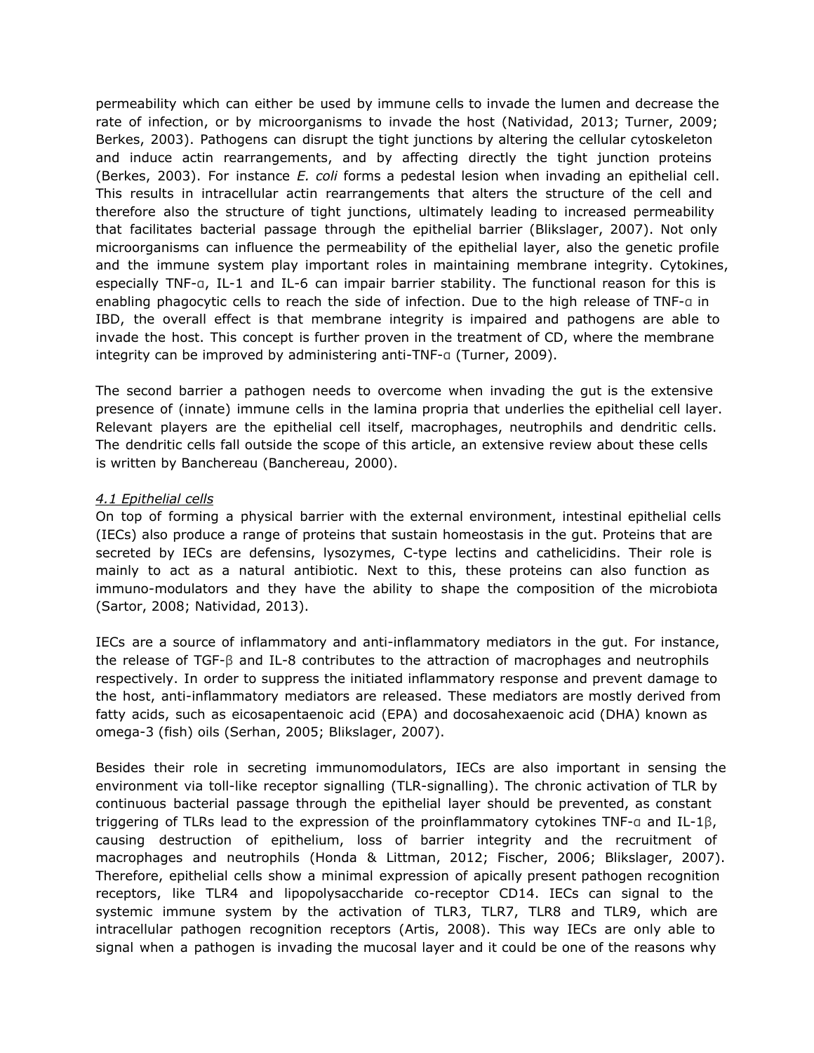permeability which can either be used by immune cells to invade the lumen and decrease the rate of infection, or by microorganisms to invade the host (Natividad, 2013; Turner, 2009; Berkes, 2003). Pathogens can disrupt the tight junctions by altering the cellular cytoskeleton and induce actin rearrangements, and by affecting directly the tight junction proteins (Berkes, 2003). For instance *E. coli* forms a pedestal lesion when invading an epithelial cell. This results in intracellular actin rearrangements that alters the structure of the cell and therefore also the structure of tight junctions, ultimately leading to increased permeability that facilitates bacterial passage through the epithelial barrier (Blikslager, 2007). Not only microorganisms can influence the permeability of the epithelial layer, also the genetic profile and the immune system play important roles in maintaining membrane integrity. Cytokines, especially TNF-ɑ, IL-1 and IL-6 can impair barrier stability. The functional reason for this is enabling phagocytic cells to reach the side of infection. Due to the high release of TNF-ɑ in IBD, the overall effect is that membrane integrity is impaired and pathogens are able to invade the host. This concept is further proven in the treatment of CD, where the membrane integrity can be improved by administering anti-TNF-ɑ (Turner, 2009).

The second barrier a pathogen needs to overcome when invading the gut is the extensive presence of (innate) immune cells in the lamina propria that underlies the epithelial cell layer. Relevant players are the epithelial cell itself, macrophages, neutrophils and dendritic cells. The dendritic cells fall outside the scope of this article, an extensive review about these cells is written by Banchereau (Banchereau, 2000).

*4.1 Epithelial cells*

On top of forming a physical barrier with the external environment, intestinal epithelial cells (IECs) also produce a range of proteins that sustain homeostasis in the gut. Proteins that are secreted by IECs are defensins, lysozymes, C-type lectins and cathelicidins. Their role is mainly to act as a natural antibiotic. Next to this, these proteins can also function as immuno-modulators and they have the ability to shape the composition of the microbiota (Sartor, 2008; Natividad, 2013).

IECs are a source of inflammatory and anti-inflammatory mediators in the gut. For instance, the release of TGF-β and IL-8 contributes to the attraction of macrophages and neutrophils respectively. In order to suppress the initiated inflammatory response and prevent damage to the host, anti-inflammatory mediators are released. These mediators are mostly derived from fatty acids, such as eicosapentaenoic acid (EPA) and docosahexaenoic acid (DHA) known as omega-3 (fish) oils (Serhan, 2005; Blikslager, 2007).

Besides their role in secreting immunomodulators, IECs are also important in sensing the environment via toll-like receptor signalling (TLR-signalling). The chronic activation of TLR by continuous bacterial passage through the epithelial layer should be prevented, as constant triggering of TLRs lead to the expression of the proinflammatory cytokines TNF-ɑ and IL-1β, causing destruction of epithelium, loss of barrier integrity and the recruitment of macrophages and neutrophils (Honda & Littman, 2012; Fischer, 2006; Blikslager, 2007). Therefore, epithelial cells show a minimal expression of apically present pathogen recognition receptors, like TLR4 and lipopolysaccharide co-receptor CD14. IECs can signal to the systemic immune system by the activation of TLR3, TLR7, TLR8 and TLR9, which are intracellular pathogen recognition receptors (Artis, 2008). This way IECs are only able to signal when a pathogen is invading the mucosal layer and it could be one of the reasons why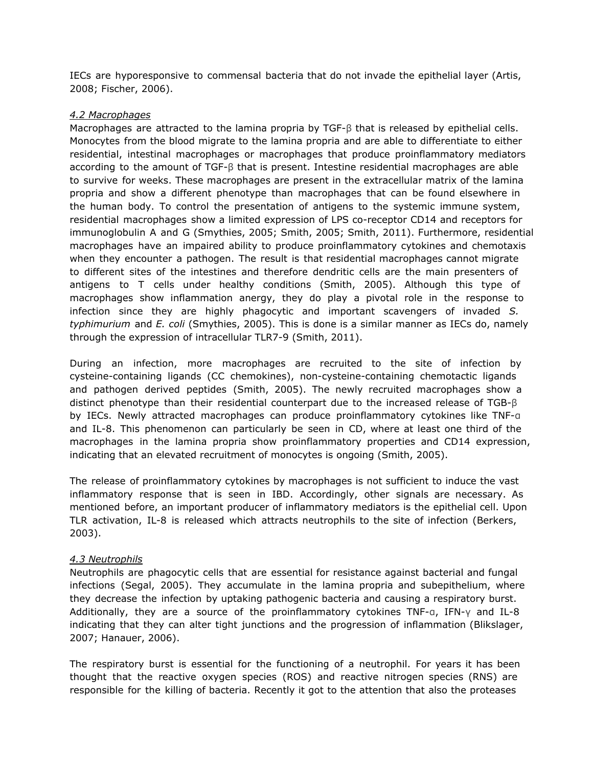IECs are hyporesponsive to commensal bacteria that do not invade the epithelial layer (Artis, 2008; Fischer, 2006).

### *4.2 Macrophages*

Macrophages are attracted to the lamina propria by TGF-β that is released by epithelial cells. Monocytes from the blood migrate to the lamina propria and are able to differentiate to either residential, intestinal macrophages or macrophages that produce proinflammatory mediators according to the amount of TGF-β that is present. Intestine residential macrophages are able to survive for weeks. These macrophages are present in the extracellular matrix of the lamina propria and show a different phenotype than macrophages that can be found elsewhere in the human body. To control the presentation of antigens to the systemic immune system, residential macrophages show a limited expression of LPS co-receptor CD14 and receptors for immunoglobulin A and G (Smythies, 2005; Smith, 2005; Smith, 2011). Furthermore, residential macrophages have an impaired ability to produce proinflammatory cytokines and chemotaxis when they encounter a pathogen. The result is that residential macrophages cannot migrate to different sites of the intestines and therefore dendritic cells are the main presenters of antigens to T cells under healthy conditions (Smith, 2005). Although this type of macrophages show inflammation anergy, they do play a pivotal role in the response to infection since they are highly phagocytic and important scavengers of invaded *S. typhimurium* and *E. coli* (Smythies, 2005). This is done is a similar manner as IECs do, namely through the expression of intracellular TLR7-9 (Smith, 2011).

During an infection, more macrophages are recruited to the site of infection by cysteine-containing ligands (CC chemokines), non-cysteine-containing chemotactic ligands and pathogen derived peptides (Smith, 2005). The newly recruited macrophages show a distinct phenotype than their residential counterpart due to the increased release of TGB-β by IECs. Newly attracted macrophages can produce proinflammatory cytokines like TNF-α and IL-8. This phenomenon can particularly be seen in CD, where at least one third of the macrophages in the lamina propria show proinflammatory properties and CD14 expression, indicating that an elevated recruitment of monocytes is ongoing (Smith, 2005).

The release of proinflammatory cytokines by macrophages is not sufficient to induce the vast inflammatory response that is seen in IBD. Accordingly, other signals are necessary. As mentioned before, an important producer of inflammatory mediators is the epithelial cell. Upon TLR activation, IL-8 is released which attracts neutrophils to the site of infection (Berkers, 2003).

### *4.3 Neutrophils*

Neutrophils are phagocytic cells that are essential for resistance against bacterial and fungal infections (Segal, 2005). They accumulate in the lamina propria and subepithelium, where they decrease the infection by uptaking pathogenic bacteria and causing a respiratory burst. Additionally, they are a source of the proinflammatory cytokines TNF-α, IFN-γ and IL-8 indicating that they can alter tight junctions and the progression of inflammation (Blikslager, 2007; Hanauer, 2006).

The respiratory burst is essential for the functioning of a neutrophil. For years it has been thought that the reactive oxygen species (ROS) and reactive nitrogen species (RNS) are responsible for the killing of bacteria. Recently it got to the attention that also the proteases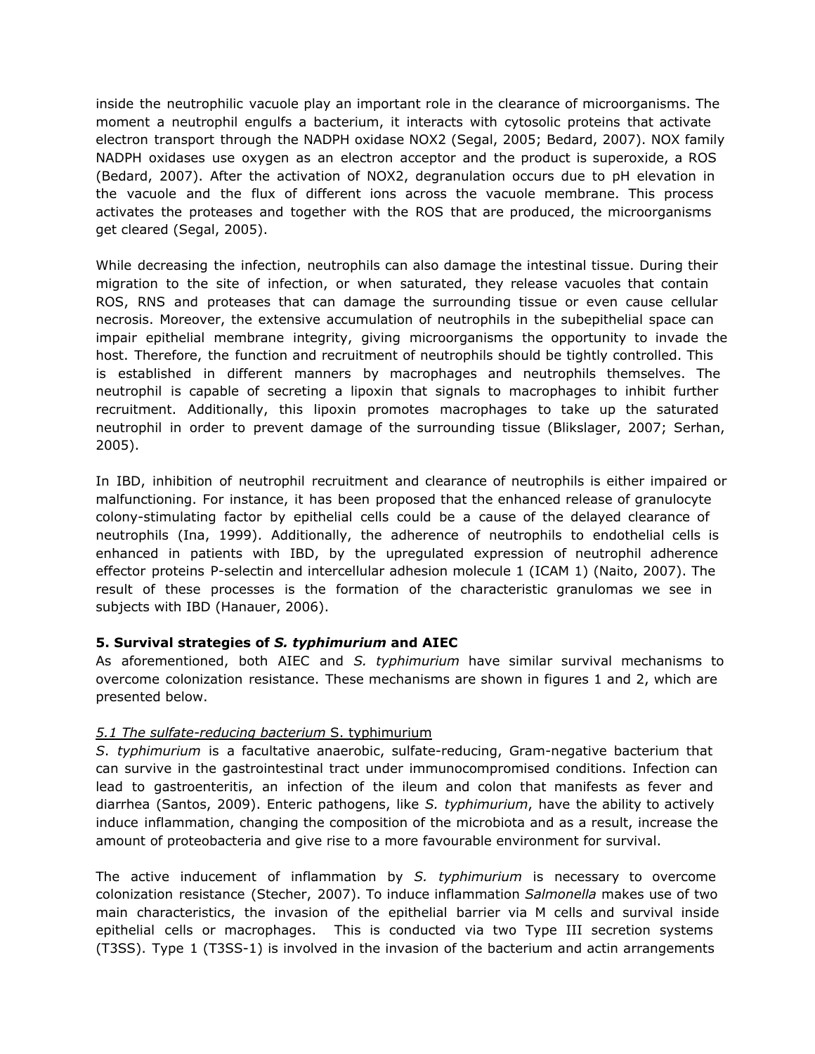inside the neutrophilic vacuole play an important role in the clearance of microorganisms. The moment a neutrophil engulfs a bacterium, it interacts with cytosolic proteins that activate electron transport through the NADPH oxidase NOX2 (Segal, 2005; Bedard, 2007). NOX family NADPH oxidases use oxygen as an electron acceptor and the product is superoxide, a ROS (Bedard, 2007). After the activation of NOX2, degranulation occurs due to pH elevation in the vacuole and the flux of different ions across the vacuole membrane. This process activates the proteases and together with the ROS that are produced, the microorganisms get cleared (Segal, 2005).

While decreasing the infection, neutrophils can also damage the intestinal tissue. During their migration to the site of infection, or when saturated, they release vacuoles that contain ROS, RNS and proteases that can damage the surrounding tissue or even cause cellular necrosis. Moreover, the extensive accumulation of neutrophils in the subepithelial space can impair epithelial membrane integrity, giving microorganisms the opportunity to invade the host. Therefore, the function and recruitment of neutrophils should be tightly controlled. This is established in different manners by macrophages and neutrophils themselves. The neutrophil is capable of secreting a lipoxin that signals to macrophages to inhibit further recruitment. Additionally, this lipoxin promotes macrophages to take up the saturated neutrophil in order to prevent damage of the surrounding tissue (Blikslager, 2007; Serhan, 2005).

In IBD, inhibition of neutrophil recruitment and clearance of neutrophils is either impaired or malfunctioning. For instance, it has been proposed that the enhanced release of granulocyte colony-stimulating factor by epithelial cells could be a cause of the delayed clearance of neutrophils (Ina, 1999). Additionally, the adherence of neutrophils to endothelial cells is enhanced in patients with IBD, by the upregulated expression of neutrophil adherence effector proteins P-selectin and intercellular adhesion molecule 1 (ICAM 1) (Naito, 2007). The result of these processes is the formation of the characteristic granulomas we see in subjects with IBD (Hanauer, 2006).

**5. Survival strategies of *S. typhimurium* and AIEC**

As aforementioned, both AIEC and *S. typhimurium* have similar survival mechanisms to overcome colonization resistance. These mechanisms are shown in figures 1 and 2, which are presented below.

*5.1 The sulfate-reducing bacterium S. typhimurium*

*S. typhimurium* is a facultative anaerobic, sulfate-reducing, Gram-negative bacterium that can survive in the gastrointestinal tract under immunocompromised conditions. Infection can lead to gastroenteritis, an infection of the ileum and colon that manifests as fever and diarrhea (Santos, 2009). Enteric pathogens, like *S. typhimurium*, have the ability to actively induce inflammation, changing the composition of the microbiota and as a result, increase the amount of proteobacteria and give rise to a more favourable environment for survival.

The active inducement of inflammation by *S. typhimurium* is necessary to overcome colonization resistance (Stecher, 2007). To induce inflammation *Salmonella* makes use of two main characteristics, the invasion of the epithelial barrier via M cells and survival inside epithelial cells or macrophages. This is conducted via two Type III secretion systems (T3SS). Type 1 (T3SS-1) is involved in the invasion of the bacterium and actin arrangements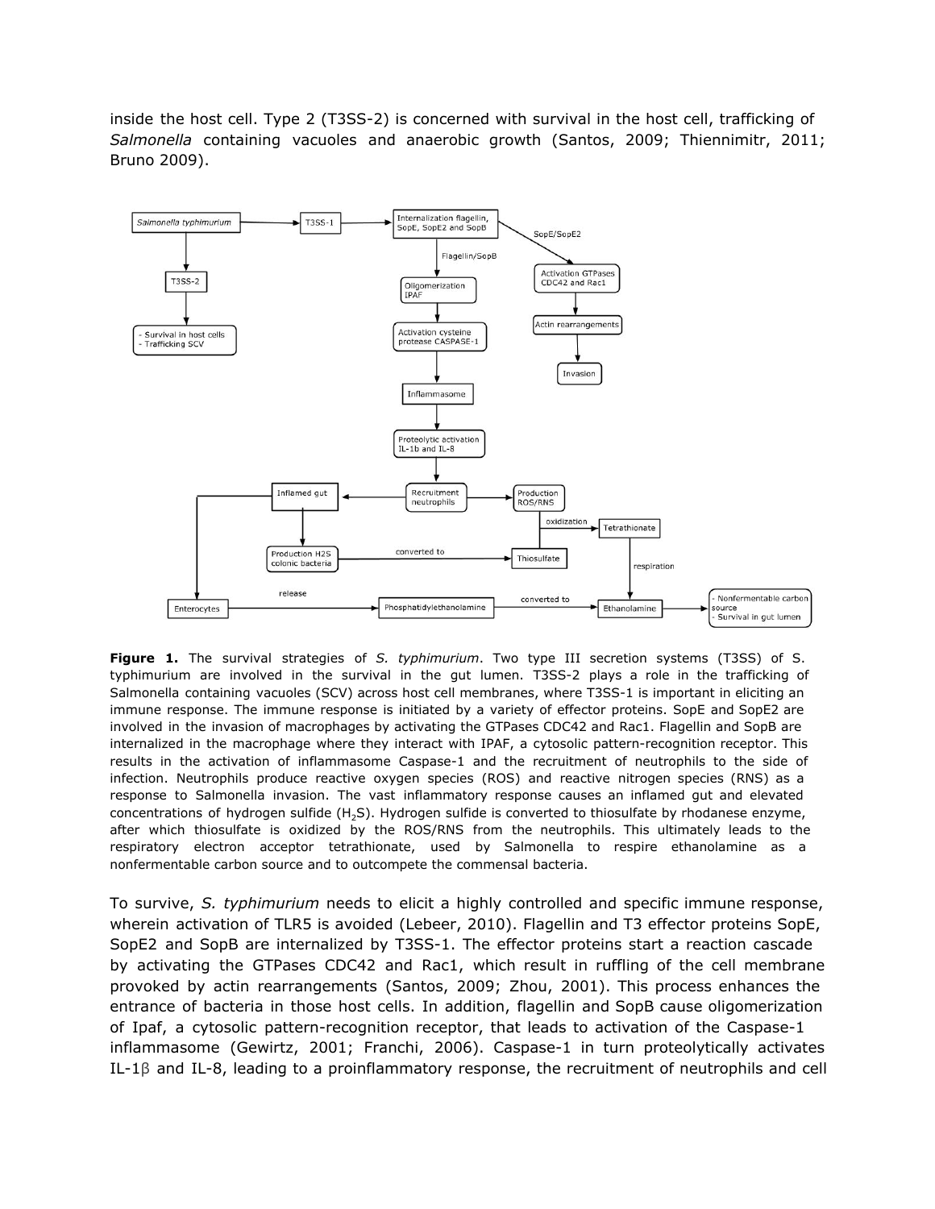inside the host cell. Type 2 (T3SS-2) is concerned with survival in the host cell, trafficking of *Salmonella* containing vacuoles and anaerobic growth (Santos, 2009; Thiennimitr, 2011; Bruno 2009).

**Figure 1.** The survival strategies of *S. typhimurium*. Two type III secretion systems (T3SS) of S. typhimurium are involved in the survival in the gut lumen. T3SS-2 plays a role in the trafficking of Salmonella containing vacuoles (SCV) across host cell membranes, where T3SS-1 is important in eliciting an immune response. The immune response is initiated by a variety of effector proteins. SopE and SopE2 are involved in the invasion of macrophages by activating the GTPases CDC42 and Rac1. Flagellin and SopB are internalized in the macrophage where they interact with IPAF, a cytosolic pattern-recognition receptor. This results in the activation of inflammasome Caspase-1 and the recruitment of neutrophils to the side of infection. Neutrophils produce reactive oxygen species (ROS) and reactive nitrogen species (RNS) as a response to Salmonella invasion. The vast inflammatory response causes an inflamed gut and elevated concentrations of hydrogen sulfide ($H_2S$). Hydrogen sulfide is converted to thiosulfate by rhodanese enzyme, after which thiosulfate is oxidized by the ROS/RNS from the neutrophils. This ultimately leads to the respiratory electron acceptor tetrathionate, used by Salmonella to respire ethanolamine as a nonfermentable carbon source and to outcompete the commensal bacteria.

To survive, *S. typhimurium* needs to elicit a highly controlled and specific immune response, wherein activation of TLR5 is avoided (Lebeer, 2010). Flagellin and T3 effector proteins SopE, SopE2 and SopB are internalized by T3SS-1. The effector proteins start a reaction cascade by activating the GTPases CDC42 and Rac1, which result in ruffling of the cell membrane provoked by actin rearrangements (Santos, 2009; Zhou, 2001). This process enhances the entrance of bacteria in those host cells. In addition, flagellin and SopB cause oligomerization of Ipaf, a cytosolic pattern-recognition receptor, that leads to activation of the Caspase-1 inflammasome (Gewirtz, 2001; Franchi, 2006). Caspase-1 in turn proteolytically activates IL-1β and IL-8, leading to a proinflammatory response, the recruitment of neutrophils and cell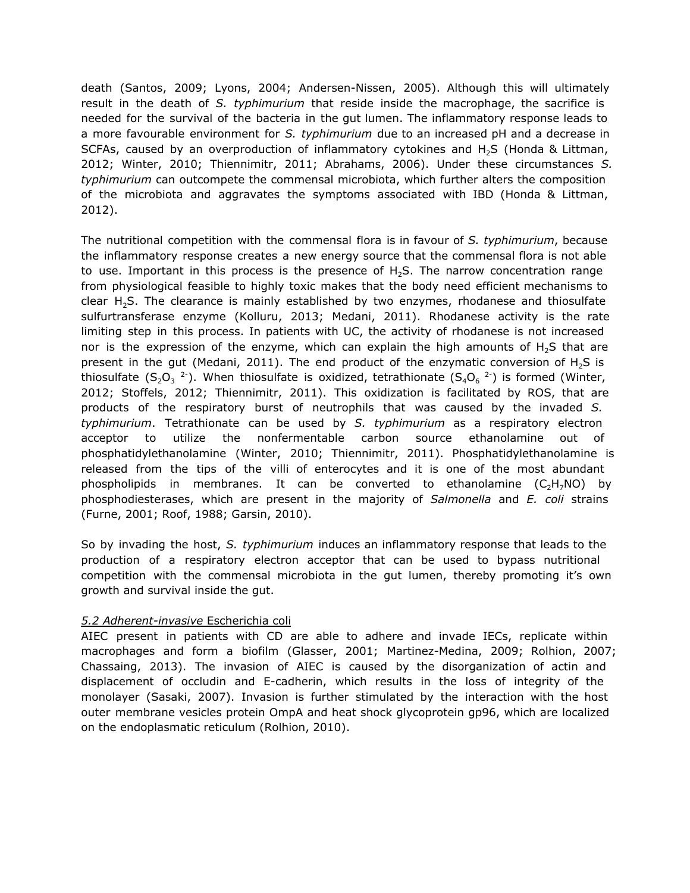death (Santos, 2009; Lyons, 2004; Andersen-Nissen, 2005). Although this will ultimately result in the death of *S. typhimurium* that reside inside the macrophage, the sacrifice is needed for the survival of the bacteria in the gut lumen. The inflammatory response leads to a more favourable environment for *S. typhimurium* due to an increased pH and a decrease in SCFAs, caused by an overproduction of inflammatory cytokines and $H_2S$ (Honda & Littman, 2012; Winter, 2010; Thiennimitr, 2011; Abrahams, 2006). Under these circumstances *S. typhimurium* can outcompete the commensal microbiota, which further alters the composition of the microbiota and aggravates the symptoms associated with IBD (Honda & Littman, 2012).

The nutritional competition with the commensal flora is in favour of *S. typhimurium*, because the inflammatory response creates a new energy source that the commensal flora is not able to use. Important in this process is the presence of $H_2S$. The narrow concentration range from physiological feasible to highly toxic makes that the body need efficient mechanisms to clear $H_2S$. The clearance is mainly established by two enzymes, rhodanese and thiosulfate sulfurtransferase enzyme (Kolluru, 2013; Medani, 2011). Rhodanese activity is the rate limiting step in this process. In patients with UC, the activity of rhodanese is not increased nor is the expression of the enzyme, which can explain the high amounts of $H_2S$ that are present in the gut (Medani, 2011). The end product of the enzymatic conversion of $H_2S$ is thiosulfate ($S_2O_3^{\ 2-}$). When thiosulfate is oxidized, tetrathionate ($S_4O_6^{\ 2-}$) is formed (Winter, 2012; Stoffels, 2012; Thiennimitr, 2011). This oxidization is facilitated by ROS, that are products of the respiratory burst of neutrophils that was caused by the invaded *S. typhimurium*. Tetrathionate can be used by *S. typhimurium* as a respiratory electron acceptor to utilize the nonfermentable carbon source ethanolamine out of phosphatidylethanolamine (Winter, 2010; Thiennimitr, 2011). Phosphatidylethanolamine is released from the tips of the villi of enterocytes and it is one of the most abundant phospholipids in membranes. It can be converted to ethanolamine ($C_2H_7NO$) by phosphodiesterases, which are present in the majority of *Salmonella* and *E. coli* strains (Furne, 2001; Roof, 1988; Garsin, 2010).

So by invading the host, *S. typhimurium* induces an inflammatory response that leads to the production of a respiratory electron acceptor that can be used to bypass nutritional competition with the commensal microbiota in the gut lumen, thereby promoting it's own growth and survival inside the gut.

### *5.2 Adherent-invasive* Escherichia coli

AIEC present in patients with CD are able to adhere and invade IECs, replicate within macrophages and form a biofilm (Glasser, 2001; Martinez-Medina, 2009; Rolhion, 2007; Chassaing, 2013). The invasion of AIEC is caused by the disorganization of actin and displacement of occludin and E-cadherin, which results in the loss of integrity of the monolayer (Sasaki, 2007). Invasion is further stimulated by the interaction with the host outer membrane vesicles protein OmpA and heat shock glycoprotein gp96, which are localized on the endoplasmatic reticulum (Rolhion, 2010).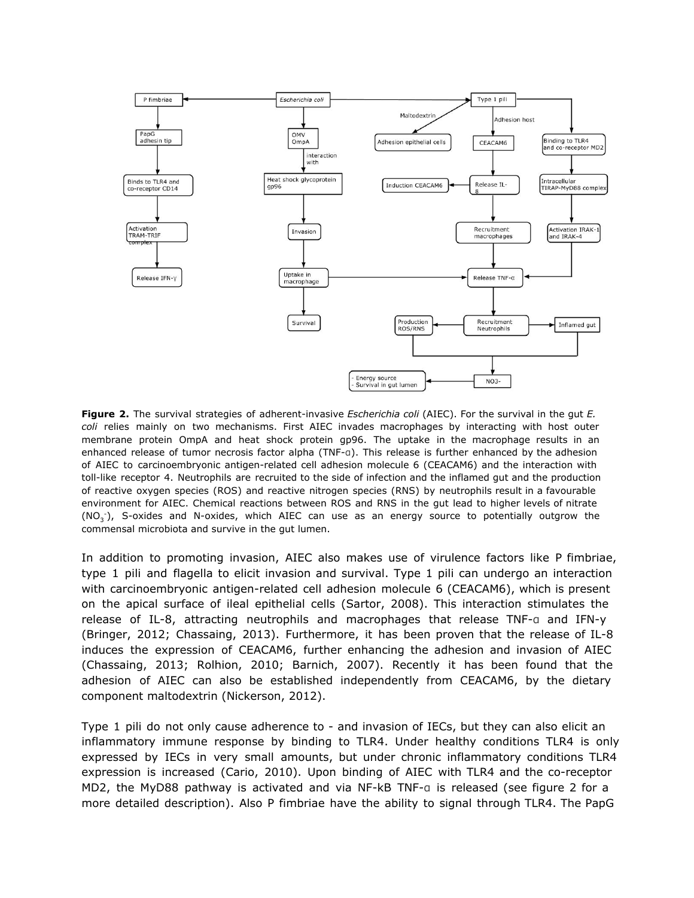**Figure 2.** The survival strategies of adherent-invasive *Escherichia coli* (AIEC). For the survival in the gut *E. coli* relies mainly on two mechanisms. First AIEC invades macrophages by interacting with host outer membrane protein OmpA and heat shock protein gp96. The uptake in the macrophage results in an enhanced release of tumor necrosis factor alpha (TNF-α). This release is further enhanced by the adhesion of AIEC to carcinoembryonic antigen-related cell adhesion molecule 6 (CEACAM6) and the interaction with toll-like receptor 4. Neutrophils are recruited to the side of infection and the inflamed gut and the production of reactive oxygen species (ROS) and reactive nitrogen species (RNS) by neutrophils result in a favourable environment for AIEC. Chemical reactions between ROS and RNS in the gut lead to higher levels of nitrate ($NO_3^-$), S-oxides and N-oxides, which AIEC can use as an energy source to potentially outgrow the commensal microbiota and survive in the gut lumen.

In addition to promoting invasion, AIEC also makes use of virulence factors like P fimbriae, type 1 pili and flagella to elicit invasion and survival. Type 1 pili can undergo an interaction with carcinoembryonic antigen-related cell adhesion molecule 6 (CEACAM6), which is present on the apical surface of ileal epithelial cells (Sartor, 2008). This interaction stimulates the release of IL-8, attracting neutrophils and macrophages that release TNF-α and IFN-γ (Bringer, 2012; Chassaing, 2013). Furthermore, it has been proven that the release of IL-8 induces the expression of CEACAM6, further enhancing the adhesion and invasion of AIEC (Chassaing, 2013; Rolhion, 2010; Barnich, 2007). Recently it has been found that the adhesion of AIEC can also be established independently from CEACAM6, by the dietary component maltodextrin (Nickerson, 2012).

Type 1 pili do not only cause adherence to - and invasion of IECs, but they can also elicit an inflammatory immune response by binding to TLR4. Under healthy conditions TLR4 is only expressed by IECs in very small amounts, but under chronic inflammatory conditions TLR4 expression is increased (Cario, 2010). Upon binding of AIEC with TLR4 and the co-receptor MD2, the MyD88 pathway is activated and via NF-kB TNF-α is released (see figure 2 for a more detailed description). Also P fimbriae have the ability to signal through TLR4. The PapG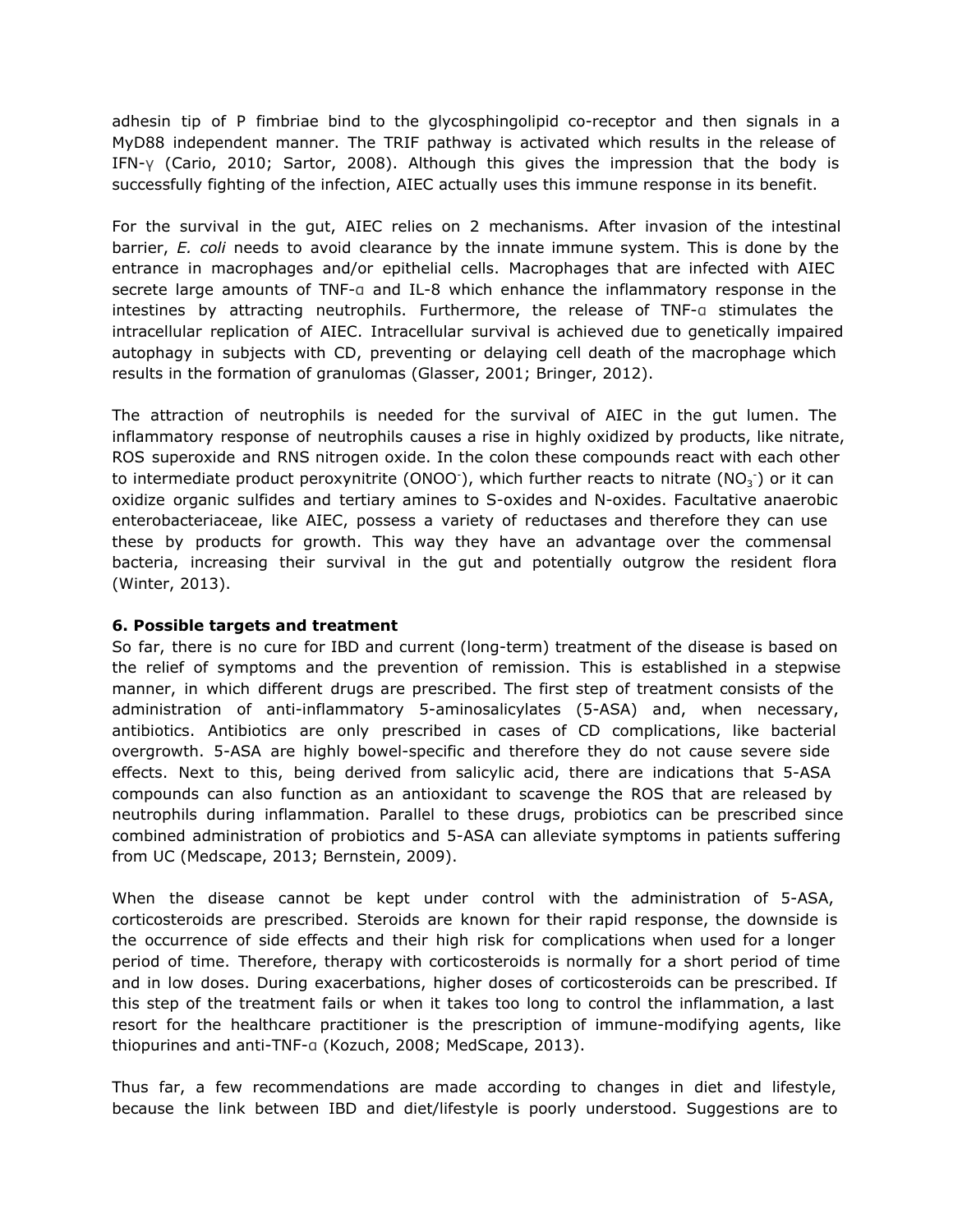adhesin tip of P fimbriae bind to the glycosphingolipid co-receptor and then signals in a MyD88 independent manner. The TRIF pathway is activated which results in the release of IFN-γ (Cario, 2010; Sartor, 2008). Although this gives the impression that the body is successfully fighting of the infection, AIEC actually uses this immune response in its benefit.

For the survival in the gut, AIEC relies on 2 mechanisms. After invasion of the intestinal barrier, *E. coli* needs to avoid clearance by the innate immune system. This is done by the entrance in macrophages and/or epithelial cells. Macrophages that are infected with AIEC secrete large amounts of TNF-α and IL-8 which enhance the inflammatory response in the intestines by attracting neutrophils. Furthermore, the release of TNF-α stimulates the intracellular replication of AIEC. Intracellular survival is achieved due to genetically impaired autophagy in subjects with CD, preventing or delaying cell death of the macrophage which results in the formation of granulomas (Glasser, 2001; Bringer, 2012).

The attraction of neutrophils is needed for the survival of AIEC in the gut lumen. The inflammatory response of neutrophils causes a rise in highly oxidized by products, like nitrate, ROS superoxide and RNS nitrogen oxide. In the colon these compounds react with each other to intermediate product peroxynitrite ($ONOO^-$), which further reacts to nitrate ($NO_3^-$) or it can oxidize organic sulfides and tertiary amines to S-oxides and N-oxides. Facultative anaerobic enterobacteriaceae, like AIEC, possess a variety of reductases and therefore they can use these by products for growth. This way they have an advantage over the commensal bacteria, increasing their survival in the gut and potentially outgrow the resident flora (Winter, 2013).

**6. Possible targets and treatment**

So far, there is no cure for IBD and current (long-term) treatment of the disease is based on the relief of symptoms and the prevention of remission. This is established in a stepwise manner, in which different drugs are prescribed. The first step of treatment consists of the administration of anti-inflammatory 5-aminosalicylates (5-ASA) and, when necessary, antibiotics. Antibiotics are only prescribed in cases of CD complications, like bacterial overgrowth. 5-ASA are highly bowel-specific and therefore they do not cause severe side effects. Next to this, being derived from salicylic acid, there are indications that 5-ASA compounds can also function as an antioxidant to scavenge the ROS that are released by neutrophils during inflammation. Parallel to these drugs, probiotics can be prescribed since combined administration of probiotics and 5-ASA can alleviate symptoms in patients suffering from UC (Medscape, 2013; Bernstein, 2009).

When the disease cannot be kept under control with the administration of 5-ASA, corticosteroids are prescribed. Steroids are known for their rapid response, the downside is the occurrence of side effects and their high risk for complications when used for a longer period of time. Therefore, therapy with corticosteroids is normally for a short period of time and in low doses. During exacerbations, higher doses of corticosteroids can be prescribed. If this step of the treatment fails or when it takes too long to control the inflammation, a last resort for the healthcare practitioner is the prescription of immune-modifying agents, like thiopurines and anti-TNF-α (Kozuch, 2008; MedScape, 2013).

Thus far, a few recommendations are made according to changes in diet and lifestyle, because the link between IBD and diet/lifestyle is poorly understood. Suggestions are to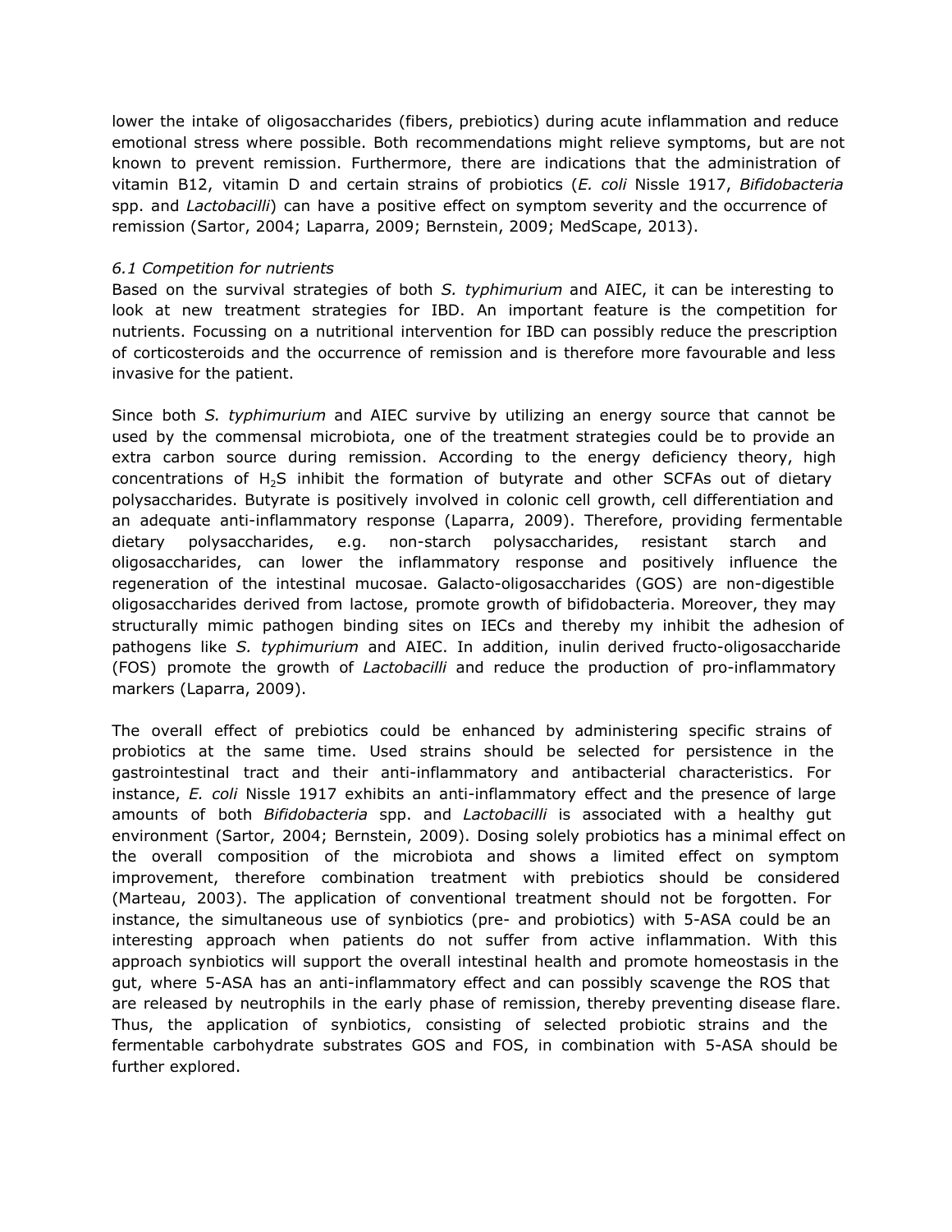lower the intake of oligosaccharides (fibers, prebiotics) during acute inflammation and reduce emotional stress where possible. Both recommendations might relieve symptoms, but are not known to prevent remission. Furthermore, there are indications that the administration of vitamin B12, vitamin D and certain strains of probiotics (*E. coli* Nissle 1917, *Bifidobacteria* spp. and *Lactobacilli*) can have a positive effect on symptom severity and the occurrence of remission (Sartor, 2004; Laparra, 2009; Bernstein, 2009; MedScape, 2013).

*6.1 Competition for nutrients*

Based on the survival strategies of both *S. typhimurium* and AIEC, it can be interesting to look at new treatment strategies for IBD. An important feature is the competition for nutrients. Focussing on a nutritional intervention for IBD can possibly reduce the prescription of corticosteroids and the occurrence of remission and is therefore more favourable and less invasive for the patient.

Since both *S. typhimurium* and AIEC survive by utilizing an energy source that cannot be used by the commensal microbiota, one of the treatment strategies could be to provide an extra carbon source during remission. According to the energy deficiency theory, high concentrations of $H_2S$ inhibit the formation of butyrate and other SCFAs out of dietary polysaccharides. Butyrate is positively involved in colonic cell growth, cell differentiation and an adequate anti-inflammatory response (Laparra, 2009). Therefore, providing fermentable dietary polysaccharides, e.g. non-starch polysaccharides, resistant starch and oligosaccharides, can lower the inflammatory response and positively influence the regeneration of the intestinal mucosae. Galacto-oligosaccharides (GOS) are non-digestible oligosaccharides derived from lactose, promote growth of bifidobacteria. Moreover, they may structurally mimic pathogen binding sites on IECs and thereby my inhibit the adhesion of pathogens like *S. typhimurium* and AIEC. In addition, inulin derived fructo-oligosaccharide (FOS) promote the growth of *Lactobacilli* and reduce the production of pro-inflammatory markers (Laparra, 2009).

The overall effect of prebiotics could be enhanced by administering specific strains of probiotics at the same time. Used strains should be selected for persistence in the gastrointestinal tract and their anti-inflammatory and antibacterial characteristics. For instance, *E. coli* Nissle 1917 exhibits an anti-inflammatory effect and the presence of large amounts of both *Bifidobacteria* spp. and *Lactobacilli* is associated with a healthy gut environment (Sartor, 2004; Bernstein, 2009). Dosing solely probiotics has a minimal effect on the overall composition of the microbiota and shows a limited effect on symptom improvement, therefore combination treatment with prebiotics should be considered (Marteau, 2003). The application of conventional treatment should not be forgotten. For instance, the simultaneous use of synbiotics (pre- and probiotics) with 5-ASA could be an interesting approach when patients do not suffer from active inflammation. With this approach synbiotics will support the overall intestinal health and promote homeostasis in the gut, where 5-ASA has an anti-inflammatory effect and can possibly scavenge the ROS that are released by neutrophils in the early phase of remission, thereby preventing disease flare. Thus, the application of synbiotics, consisting of selected probiotic strains and the fermentable carbohydrate substrates GOS and FOS, in combination with 5-ASA should be further explored.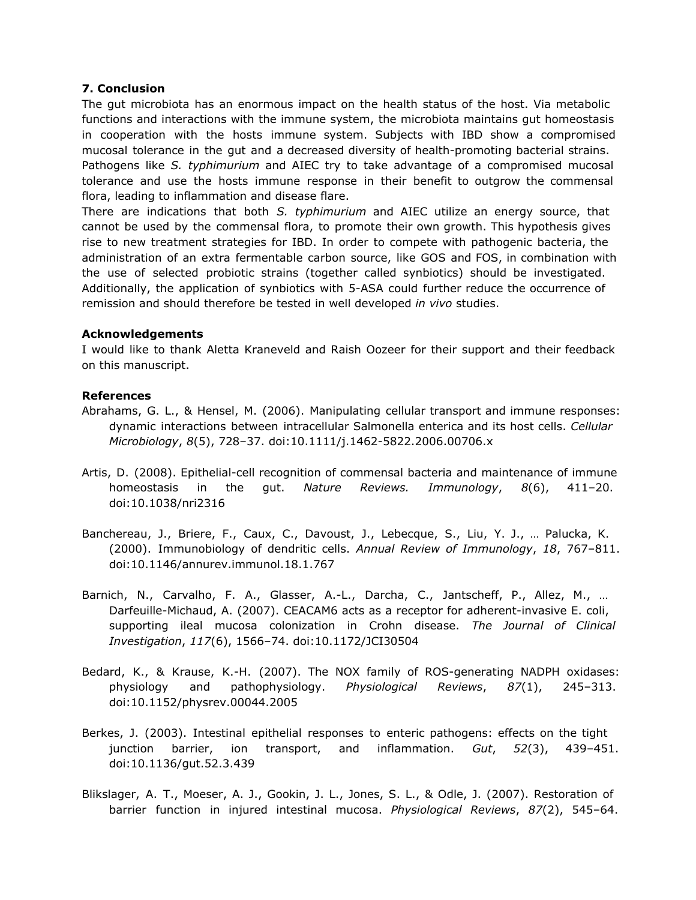## 7. Conclusion

The gut microbiota has an enormous impact on the health status of the host. Via metabolic functions and interactions with the immune system, the microbiota maintains gut homeostasis in cooperation with the hosts immune system. Subjects with IBD show a compromised mucosal tolerance in the gut and a decreased diversity of health-promoting bacterial strains. Pathogens like *S. typhimurium* and AIEC try to take advantage of a compromised mucosal tolerance and use the hosts immune response in their benefit to outgrow the commensal flora, leading to inflammation and disease flare.

There are indications that both *S. typhimurium* and AIEC utilize an energy source, that cannot be used by the commensal flora, to promote their own growth. This hypothesis gives rise to new treatment strategies for IBD. In order to compete with pathogenic bacteria, the administration of an extra fermentable carbon source, like GOS and FOS, in combination with the use of selected probiotic strains (together called synbiotics) should be investigated. Additionally, the application of synbiotics with 5-ASA could further reduce the occurrence of remission and should therefore be tested in well developed *in vivo* studies.

## Acknowledgements

I would like to thank Aletta Kraneveld and Raish Oozeer for their support and their feedback on this manuscript.

## References

Abrahams, G. L., & Hensel, M. (2006). Manipulating cellular transport and immune responses: dynamic interactions between intracellular Salmonella enterica and its host cells. *Cellular Microbiology*, *8*(5), 728–37. doi:10.1111/j.1462-5822.2006.00706.x

Artis, D. (2008). Epithelial-cell recognition of commensal bacteria and maintenance of immune homeostasis in the gut. *Nature Reviews. Immunology*, *8*(6), 411–20. doi:10.1038/nri2316

Banchereau, J., Briere, F., Caux, C., Davoust, J., Lebecque, S., Liu, Y. J., … Palucka, K. (2000). Immunobiology of dendritic cells. *Annual Review of Immunology*, *18*, 767–811. doi:10.1146/annurev.immunol.18.1.767

Barnich, N., Carvalho, F. A., Glasser, A.-L., Darcha, C., Jantscheff, P., Allez, M., … Darfeuille-Michaud, A. (2007). CEACAM6 acts as a receptor for adherent-invasive E. coli, supporting ileal mucosa colonization in Crohn disease. *The Journal of Clinical Investigation*, *117*(6), 1566–74. doi:10.1172/JCI30504

Bedard, K., & Krause, K.-H. (2007). The NOX family of ROS-generating NADPH oxidases: physiology and pathophysiology. *Physiological Reviews*, *87*(1), 245–313. doi:10.1152/physrev.00044.2005

Berkes, J. (2003). Intestinal epithelial responses to enteric pathogens: effects on the tight junction barrier, ion transport, and inflammation. *Gut*, *52*(3), 439–451. doi:10.1136/gut.52.3.439

Blikslager, A. T., Moeser, A. J., Gookin, J. L., Jones, S. L., & Odle, J. (2007). Restoration of barrier function in injured intestinal mucosa. *Physiological Reviews*, *87*(2), 545–64.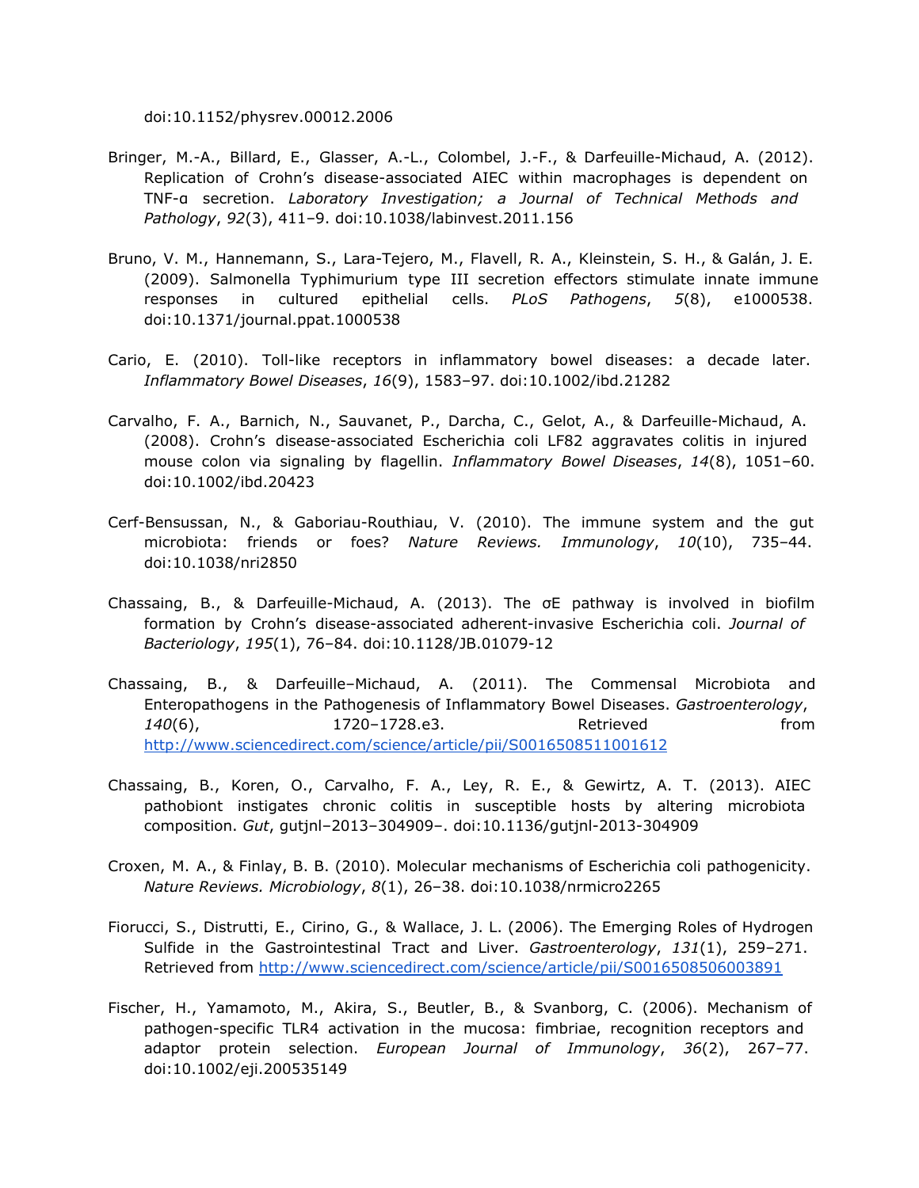doi:10.1152/physrev.00012.2006

Bringer, M.-A., Billard, E., Glasser, A.-L., Colombel, J.-F., & Darfeuille-Michaud, A. (2012). Replication of Crohn's disease-associated AIEC within macrophages is dependent on TNF-α secretion. *Laboratory Investigation; a Journal of Technical Methods and Pathology*, *92*(3), 411–9. doi:10.1038/labinvest.2011.156

Bruno, V. M., Hannemann, S., Lara-Tejero, M., Flavell, R. A., Kleinstein, S. H., & Galán, J. E. (2009). Salmonella Typhimurium type III secretion effectors stimulate innate immune responses in cultured epithelial cells. *PLoS Pathogens*, *5*(8), e1000538. doi:10.1371/journal.ppat.1000538

Cario, E. (2010). Toll-like receptors in inflammatory bowel diseases: a decade later. *Inflammatory Bowel Diseases*, *16*(9), 1583–97. doi:10.1002/ibd.21282

Carvalho, F. A., Barnich, N., Sauvanet, P., Darcha, C., Gelot, A., & Darfeuille-Michaud, A. (2008). Crohn's disease-associated Escherichia coli LF82 aggravates colitis in injured mouse colon via signaling by flagellin. *Inflammatory Bowel Diseases*, *14*(8), 1051–60. doi:10.1002/ibd.20423

Cerf-Bensussan, N., & Gaboriau-Routhiau, V. (2010). The immune system and the gut microbiota: friends or foes? *Nature Reviews. Immunology*, *10*(10), 735–44. doi:10.1038/nri2850

Chassaing, B., & Darfeuille-Michaud, A. (2013). The σE pathway is involved in biofilm formation by Crohn's disease-associated adherent-invasive Escherichia coli. *Journal of Bacteriology*, *195*(1), 76–84. doi:10.1128/JB.01079-12

Chassaing, B., & Darfeuille–Michaud, A. (2011). The Commensal Microbiota and Enteropathogens in the Pathogenesis of Inflammatory Bowel Diseases. *Gastroenterology*, *140*(6), 1720–1728.e3. Retrieved from http://www.sciencedirect.com/science/article/pii/S0016508511001612

Chassaing, B., Koren, O., Carvalho, F. A., Ley, R. E., & Gewirtz, A. T. (2013). AIEC pathobiont instigates chronic colitis in susceptible hosts by altering microbiota composition. *Gut*, gutjnl–2013–304909–. doi:10.1136/gutjnl-2013-304909

Croxen, M. A., & Finlay, B. B. (2010). Molecular mechanisms of Escherichia coli pathogenicity. *Nature Reviews. Microbiology*, *8*(1), 26–38. doi:10.1038/nrmicro2265

Fiorucci, S., Distrutti, E., Cirino, G., & Wallace, J. L. (2006). The Emerging Roles of Hydrogen Sulfide in the Gastrointestinal Tract and Liver. *Gastroenterology*, *131*(1), 259–271. Retrieved from http://www.sciencedirect.com/science/article/pii/S0016508506003891

Fischer, H., Yamamoto, M., Akira, S., Beutler, B., & Svanborg, C. (2006). Mechanism of pathogen-specific TLR4 activation in the mucosa: fimbriae, recognition receptors and adaptor protein selection. *European Journal of Immunology*, *36*(2), 267–77. doi:10.1002/eji.200535149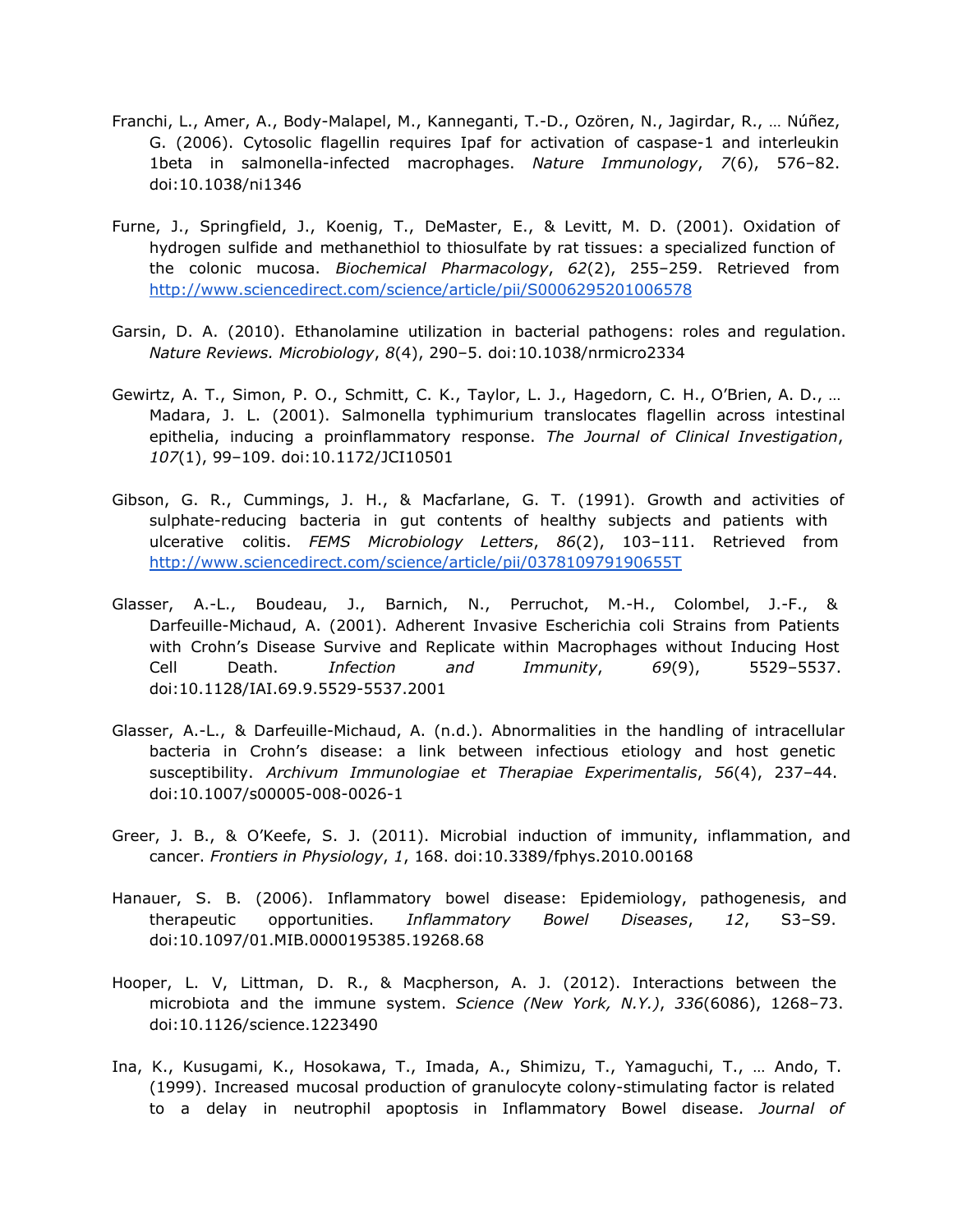Franchi, L., Amer, A., Body-Malapel, M., Kanneganti, T.-D., Özören, N., Jagirdar, R., … Núñez, G. (2006). Cytosolic flagellin requires Ipaf for activation of caspase-1 and interleukin 1beta in salmonella-infected macrophages. *Nature Immunology*, *7*(6), 576–82. doi:10.1038/ni1346

Furne, J., Springfield, J., Koenig, T., DeMaster, E., & Levitt, M. D. (2001). Oxidation of hydrogen sulfide and methanethiol to thiosulfate by rat tissues: a specialized function of the colonic mucosa. *Biochemical Pharmacology*, *62*(2), 255–259. Retrieved from http://www.sciencedirect.com/science/article/pii/S0006295201006578

Garsin, D. A. (2010). Ethanolamine utilization in bacterial pathogens: roles and regulation. *Nature Reviews. Microbiology*, *8*(4), 290–5. doi:10.1038/nrmicro2334

Gewirtz, A. T., Simon, P. O., Schmitt, C. K., Taylor, L. J., Hagedorn, C. H., O'Brien, A. D., … Madara, J. L. (2001). Salmonella typhimurium translocates flagellin across intestinal epithelia, inducing a proinflammatory response. *The Journal of Clinical Investigation*, *107*(1), 99–109. doi:10.1172/JCI10501

Gibson, G. R., Cummings, J. H., & Macfarlane, G. T. (1991). Growth and activities of sulphate-reducing bacteria in gut contents of healthy subjects and patients with ulcerative colitis. *FEMS Microbiology Letters*, *86*(2), 103–111. Retrieved from http://www.sciencedirect.com/science/article/pii/037810979190655T

Glasser, A.-L., Boudeau, J., Barnich, N., Perruchot, M.-H., Colombel, J.-F., & Darfeuille-Michaud, A. (2001). Adherent Invasive Escherichia coli Strains from Patients with Crohn's Disease Survive and Replicate within Macrophages without Inducing Host Cell Death. *Infection and Immunity*, *69*(9), 5529–5537. doi:10.1128/IAI.69.9.5529-5537.2001

Glasser, A.-L., & Darfeuille-Michaud, A. (n.d.). Abnormalities in the handling of intracellular bacteria in Crohn's disease: a link between infectious etiology and host genetic susceptibility. *Archivum Immunologiae et Therapiae Experimentalis*, *56*(4), 237–44. doi:10.1007/s00005-008-0026-1

Greer, J. B., & O'Keefe, S. J. (2011). Microbial induction of immunity, inflammation, and cancer. *Frontiers in Physiology*, *1*, 168. doi:10.3389/fphys.2010.00168

Hanauer, S. B. (2006). Inflammatory bowel disease: Epidemiology, pathogenesis, and therapeutic opportunities. *Inflammatory Bowel Diseases*, *12*, S3–S9. doi:10.1097/01.MIB.0000195385.19268.68

Hooper, L. V, Littman, D. R., & Macpherson, A. J. (2012). Interactions between the microbiota and the immune system. *Science (New York, N.Y.)*, *336*(6086), 1268–73. doi:10.1126/science.1223490

Ina, K., Kusugami, K., Hosokawa, T., Imada, A., Shimizu, T., Yamaguchi, T., … Ando, T. (1999). Increased mucosal production of granulocyte colony-stimulating factor is related to a delay in neutrophil apoptosis in Inflammatory Bowel disease. *Journal of*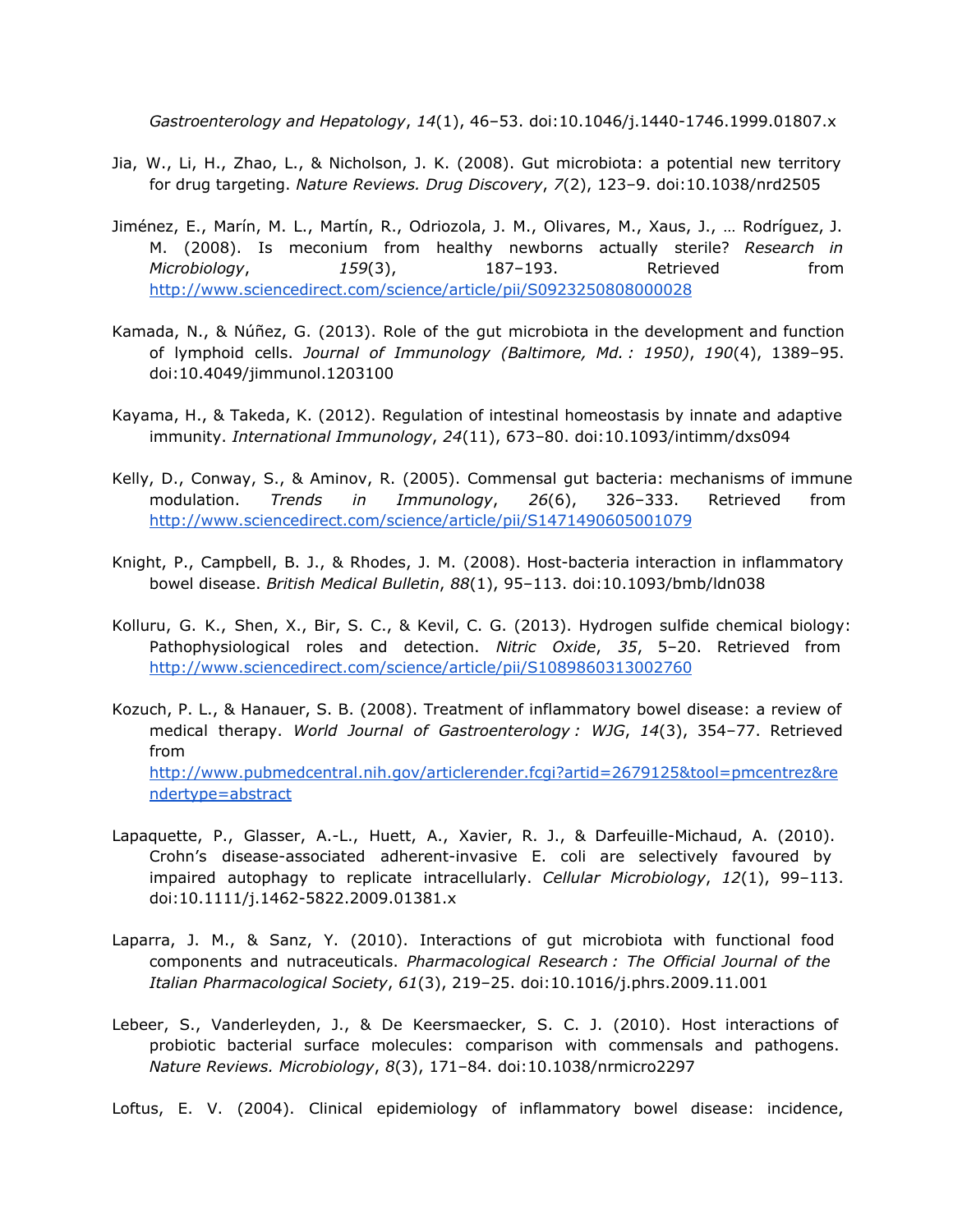*Gastroenterology and Hepatology*, *14*(1), 46–53. doi:10.1046/j.1440-1746.1999.01807.x

Jia, W., Li, H., Zhao, L., & Nicholson, J. K. (2008). Gut microbiota: a potential new territory for drug targeting. *Nature Reviews. Drug Discovery*, *7*(2), 123–9. doi:10.1038/nrd2505

Jiménez, E., Marín, M. L., Martín, R., Odriozola, J. M., Olivares, M., Xaus, J., … Rodríguez, J. M. (2008). Is meconium from healthy newborns actually sterile? *Research in Microbiology*, *159*(3), 187–193. Retrieved from http://www.sciencedirect.com/science/article/pii/S0923250808000028

Kamada, N., & Núñez, G. (2013). Role of the gut microbiota in the development and function of lymphoid cells. *Journal of Immunology (Baltimore, Md. : 1950)*, *190*(4), 1389–95. doi:10.4049/jimmunol.1203100

Kayama, H., & Takeda, K. (2012). Regulation of intestinal homeostasis by innate and adaptive immunity. *International Immunology*, *24*(11), 673–80. doi:10.1093/intimm/dxs094

Kelly, D., Conway, S., & Aminov, R. (2005). Commensal gut bacteria: mechanisms of immune modulation. *Trends in Immunology*, *26*(6), 326–333. Retrieved from http://www.sciencedirect.com/science/article/pii/S1471490605001079

Knight, P., Campbell, B. J., & Rhodes, J. M. (2008). Host-bacteria interaction in inflammatory bowel disease. *British Medical Bulletin*, *88*(1), 95–113. doi:10.1093/bmb/ldn038

Kolluru, G. K., Shen, X., Bir, S. C., & Kevil, C. G. (2013). Hydrogen sulfide chemical biology: Pathophysiological roles and detection. *Nitric Oxide*, *35*, 5–20. Retrieved from http://www.sciencedirect.com/science/article/pii/S1089860313002760

Kozuch, P. L., & Hanauer, S. B. (2008). Treatment of inflammatory bowel disease: a review of medical therapy. *World Journal of Gastroenterology : WJG*, *14*(3), 354–77. Retrieved from http://www.pubmedcentral.nih.gov/articlerender.fcgi?artid=2679125&tool=pmcentrez&rendertype=abstract

Lapaquette, P., Glasser, A.-L., Huett, A., Xavier, R. J., & Darfeuille-Michaud, A. (2010). Crohn's disease-associated adherent-invasive E. coli are selectively favoured by impaired autophagy to replicate intracellularly. *Cellular Microbiology*, *12*(1), 99–113. doi:10.1111/j.1462-5822.2009.01381.x

Laparra, J. M., & Sanz, Y. (2010). Interactions of gut microbiota with functional food components and nutraceuticals. *Pharmacological Research : The Official Journal of the Italian Pharmacological Society*, *61*(3), 219–25. doi:10.1016/j.phrs.2009.11.001

Lebeer, S., Vanderleyden, J., & De Keersmaecker, S. C. J. (2010). Host interactions of probiotic bacterial surface molecules: comparison with commensals and pathogens. *Nature Reviews. Microbiology*, *8*(3), 171–84. doi:10.1038/nrmicro2297

Loftus, E. V. (2004). Clinical epidemiology of inflammatory bowel disease: incidence,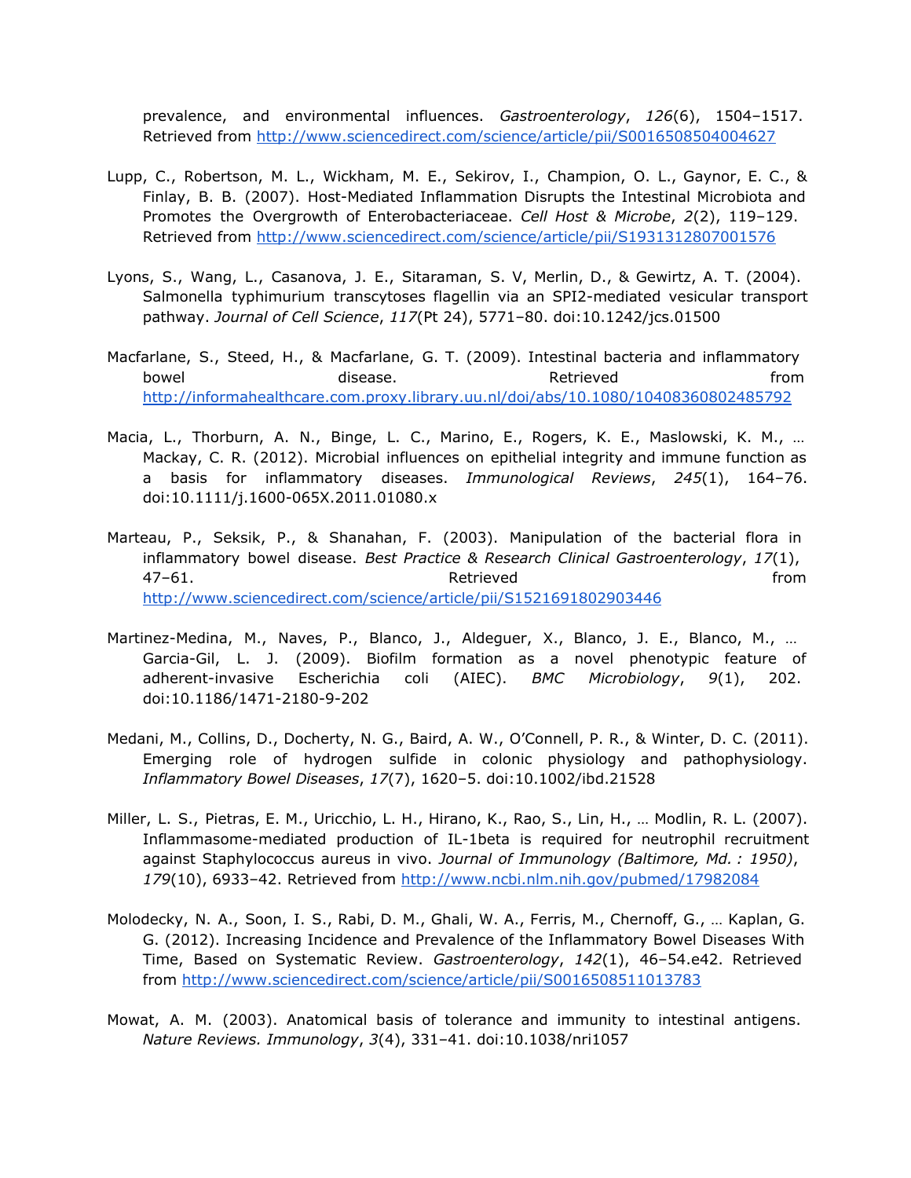prevalence, and environmental influences. *Gastroenterology*, *126*(6), 1504–1517. Retrieved from http://www.sciencedirect.com/science/article/pii/S0016508504004627

Lupp, C., Robertson, M. L., Wickham, M. E., Sekirov, I., Champion, O. L., Gaynor, E. C., & Finlay, B. B. (2007). Host-Mediated Inflammation Disrupts the Intestinal Microbiota and Promotes the Overgrowth of Enterobacteriaceae. *Cell Host & Microbe*, *2*(2), 119–129. Retrieved from http://www.sciencedirect.com/science/article/pii/S1931312807001576

Lyons, S., Wang, L., Casanova, J. E., Sitaraman, S. V, Merlin, D., & Gewirtz, A. T. (2004). Salmonella typhimurium transcytoses flagellin via an SPI2-mediated vesicular transport pathway. *Journal of Cell Science*, *117*(Pt 24), 5771–80. doi:10.1242/jcs.01500

Macfarlane, S., Steed, H., & Macfarlane, G. T. (2009). Intestinal bacteria and inflammatory bowel disease. Retrieved from http://informahealthcare.com.proxy.library.uu.nl/doi/abs/10.1080/10408360802485792

Macia, L., Thorburn, A. N., Binge, L. C., Marino, E., Rogers, K. E., Maslowski, K. M., … Mackay, C. R. (2012). Microbial influences on epithelial integrity and immune function as a basis for inflammatory diseases. *Immunological Reviews*, *245*(1), 164–76. doi:10.1111/j.1600-065X.2011.01080.x

Marteau, P., Seksik, P., & Shanahan, F. (2003). Manipulation of the bacterial flora in inflammatory bowel disease. *Best Practice & Research Clinical Gastroenterology*, *17*(1), 47–61. Retrieved from http://www.sciencedirect.com/science/article/pii/S1521691802903446

Martinez-Medina, M., Naves, P., Blanco, J., Aldeguer, X., Blanco, J. E., Blanco, M., … Garcia-Gil, L. J. (2009). Biofilm formation as a novel phenotypic feature of adherent-invasive Escherichia coli (AIEC). *BMC Microbiology*, *9*(1), 202. doi:10.1186/1471-2180-9-202

Medani, M., Collins, D., Docherty, N. G., Baird, A. W., O'Connell, P. R., & Winter, D. C. (2011). Emerging role of hydrogen sulfide in colonic physiology and pathophysiology. *Inflammatory Bowel Diseases*, *17*(7), 1620–5. doi:10.1002/ibd.21528

Miller, L. S., Pietras, E. M., Uricchio, L. H., Hirano, K., Rao, S., Lin, H., … Modlin, R. L. (2007). Inflammasome-mediated production of IL-1beta is required for neutrophil recruitment against Staphylococcus aureus in vivo. *Journal of Immunology (Baltimore, Md. : 1950)*, *179*(10), 6933–42. Retrieved from http://www.ncbi.nlm.nih.gov/pubmed/17982084

Molodecky, N. A., Soon, I. S., Rabi, D. M., Ghali, W. A., Ferris, M., Chernoff, G., … Kaplan, G. G. (2012). Increasing Incidence and Prevalence of the Inflammatory Bowel Diseases With Time, Based on Systematic Review. *Gastroenterology*, *142*(1), 46–54.e42. Retrieved from http://www.sciencedirect.com/science/article/pii/S0016508511013783

Mowat, A. M. (2003). Anatomical basis of tolerance and immunity to intestinal antigens. *Nature Reviews. Immunology*, *3*(4), 331–41. doi:10.1038/nri1057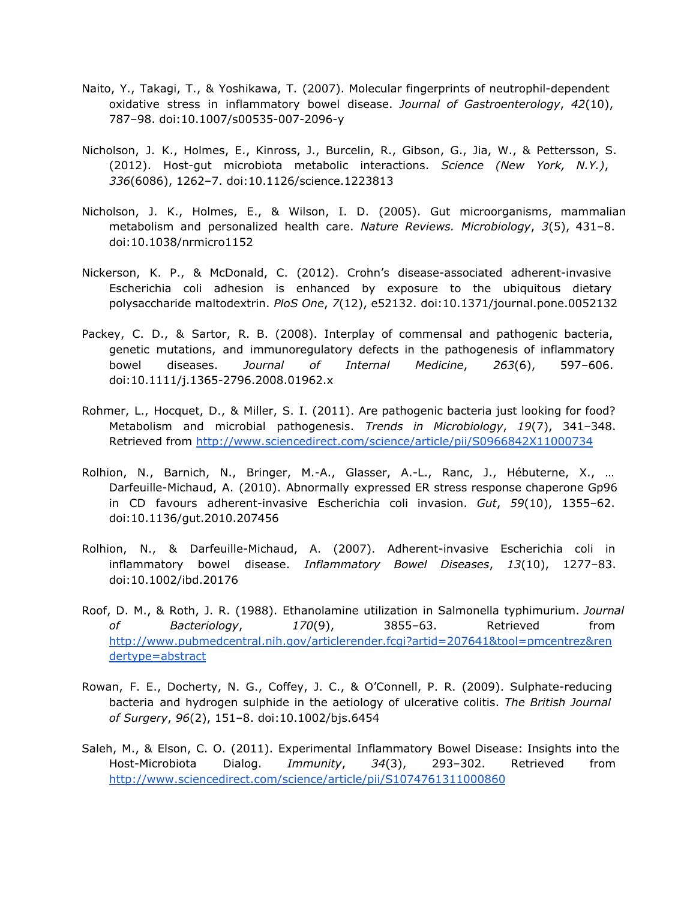Naito, Y., Takagi, T., & Yoshikawa, T. (2007). Molecular fingerprints of neutrophil-dependent oxidative stress in inflammatory bowel disease. *Journal of Gastroenterology*, *42*(10), 787–98. doi:10.1007/s00535-007-2096-y

Nicholson, J. K., Holmes, E., Kinross, J., Burcelin, R., Gibson, G., Jia, W., & Pettersson, S. (2012). Host-gut microbiota metabolic interactions. *Science (New York, N.Y.)*, *336*(6086), 1262–7. doi:10.1126/science.1223813

Nicholson, J. K., Holmes, E., & Wilson, I. D. (2005). Gut microorganisms, mammalian metabolism and personalized health care. *Nature Reviews. Microbiology*, *3*(5), 431–8. doi:10.1038/nrmicro1152

Nickerson, K. P., & McDonald, C. (2012). Crohn's disease-associated adherent-invasive Escherichia coli adhesion is enhanced by exposure to the ubiquitous dietary polysaccharide maltodextrin. *PloS One*, *7*(12), e52132. doi:10.1371/journal.pone.0052132

Packey, C. D., & Sartor, R. B. (2008). Interplay of commensal and pathogenic bacteria, genetic mutations, and immunoregulatory defects in the pathogenesis of inflammatory bowel diseases. *Journal of Internal Medicine*, *263*(6), 597–606. doi:10.1111/j.1365-2796.2008.01962.x

Rohmer, L., Hocquet, D., & Miller, S. I. (2011). Are pathogenic bacteria just looking for food? Metabolism and microbial pathogenesis. *Trends in Microbiology*, *19*(7), 341–348. Retrieved from http://www.sciencedirect.com/science/article/pii/S0966842X11000734

Rolhion, N., Barnich, N., Bringer, M.-A., Glasser, A.-L., Ranc, J., Hébuterne, X., … Darfeuille-Michaud, A. (2010). Abnormally expressed ER stress response chaperone Gp96 in CD favours adherent-invasive Escherichia coli invasion. *Gut*, *59*(10), 1355–62. doi:10.1136/gut.2010.207456

Rolhion, N., & Darfeuille-Michaud, A. (2007). Adherent-invasive Escherichia coli in inflammatory bowel disease. *Inflammatory Bowel Diseases*, *13*(10), 1277–83. doi:10.1002/ibd.20176

Roof, D. M., & Roth, J. R. (1988). Ethanolamine utilization in Salmonella typhimurium. *Journal of Bacteriology*, *170*(9), 3855–63. Retrieved from http://www.pubmedcentral.nih.gov/articlerender.fcgi?artid=207641&tool=pmcentrez&rendertype=abstract

Rowan, F. E., Docherty, N. G., Coffey, J. C., & O'Connell, P. R. (2009). Sulphate-reducing bacteria and hydrogen sulphide in the aetiology of ulcerative colitis. *The British Journal of Surgery*, *96*(2), 151–8. doi:10.1002/bjs.6454

Saleh, M., & Elson, C. O. (2011). Experimental Inflammatory Bowel Disease: Insights into the Host-Microbiota Dialog. *Immunity*, *34*(3), 293–302. Retrieved from http://www.sciencedirect.com/science/article/pii/S1074761311000860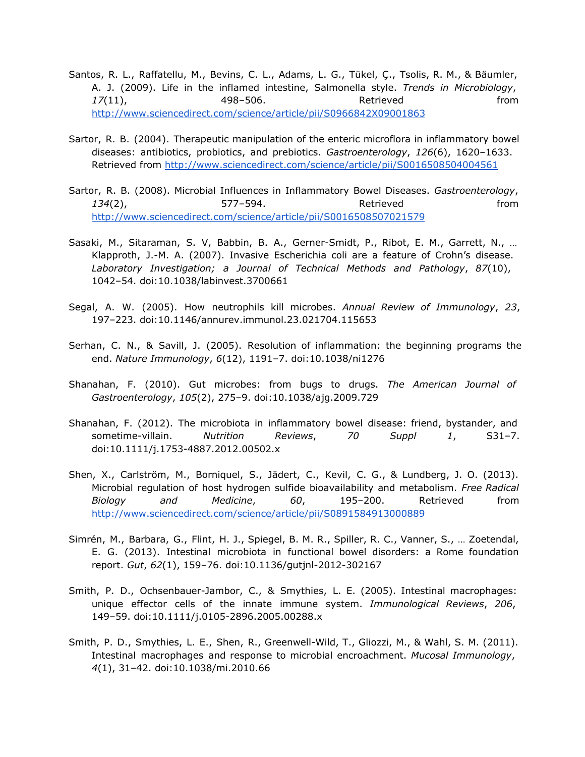Santos, R. L., Raffatellu, M., Bevins, C. L., Adams, L. G., Tükel, Ç., Tsolis, R. M., & Bäumler, A. J. (2009). Life in the inflamed intestine, Salmonella style. *Trends in Microbiology*, *17*(11), 498–506. Retrieved from http://www.sciencedirect.com/science/article/pii/S0966842X09001863

Sartor, R. B. (2004). Therapeutic manipulation of the enteric microflora in inflammatory bowel diseases: antibiotics, probiotics, and prebiotics. *Gastroenterology*, *126*(6), 1620–1633. Retrieved from http://www.sciencedirect.com/science/article/pii/S0016508504004561

Sartor, R. B. (2008). Microbial Influences in Inflammatory Bowel Diseases. *Gastroenterology*, *134*(2), 577–594. Retrieved from http://www.sciencedirect.com/science/article/pii/S0016508507021579

Sasaki, M., Sitaraman, S. V, Babbin, B. A., Gerner-Smidt, P., Ribot, E. M., Garrett, N., … Klapproth, J.-M. A. (2007). Invasive Escherichia coli are a feature of Crohn's disease. *Laboratory Investigation; a Journal of Technical Methods and Pathology*, *87*(10), 1042–54. doi:10.1038/labinvest.3700661

Segal, A. W. (2005). How neutrophils kill microbes. *Annual Review of Immunology*, *23*, 197–223. doi:10.1146/annurev.immunol.23.021704.115653

Serhan, C. N., & Savill, J. (2005). Resolution of inflammation: the beginning programs the end. *Nature Immunology*, *6*(12), 1191–7. doi:10.1038/ni1276

Shanahan, F. (2010). Gut microbes: from bugs to drugs. *The American Journal of Gastroenterology*, *105*(2), 275–9. doi:10.1038/ajg.2009.729

Shanahan, F. (2012). The microbiota in inflammatory bowel disease: friend, bystander, and sometime-villain. *Nutrition Reviews*, *70 Suppl 1*, S31–7. doi:10.1111/j.1753-4887.2012.00502.x

Shen, X., Carlström, M., Borniquel, S., Jädert, C., Kevil, C. G., & Lundberg, J. O. (2013). Microbial regulation of host hydrogen sulfide bioavailability and metabolism. *Free Radical Biology and Medicine*, *60*, 195–200. Retrieved from http://www.sciencedirect.com/science/article/pii/S0891584913000889

Simrén, M., Barbara, G., Flint, H. J., Spiegel, B. M. R., Spiller, R. C., Vanner, S., … Zoetendal, E. G. (2013). Intestinal microbiota in functional bowel disorders: a Rome foundation report. *Gut*, *62*(1), 159–76. doi:10.1136/gutjnl-2012-302167

Smith, P. D., Ochsenbauer-Jambor, C., & Smythies, L. E. (2005). Intestinal macrophages: unique effector cells of the innate immune system. *Immunological Reviews*, *206*, 149–59. doi:10.1111/j.0105-2896.2005.00288.x

Smith, P. D., Smythies, L. E., Shen, R., Greenwell-Wild, T., Gliozzi, M., & Wahl, S. M. (2011). Intestinal macrophages and response to microbial encroachment. *Mucosal Immunology*, *4*(1), 31–42. doi:10.1038/mi.2010.66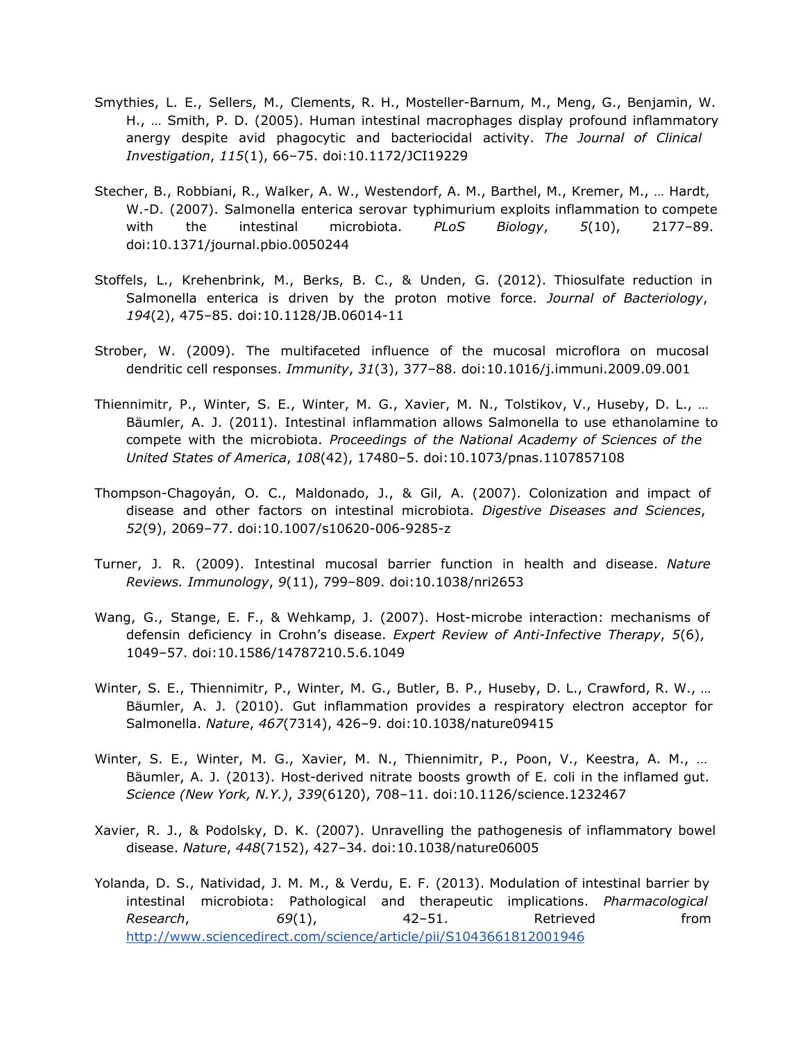Smythies, L. E., Sellers, M., Clements, R. H., Mosteller-Barnum, M., Meng, G., Benjamin, W. H., … Smith, P. D. (2005). Human intestinal macrophages display profound inflammatory anergy despite avid phagocytic and bacteriocidal activity. *The Journal of Clinical Investigation*, *115*(1), 66–75. doi:10.1172/JCI19229

Stecher, B., Robbiani, R., Walker, A. W., Westendorf, A. M., Barthel, M., Kremer, M., … Hardt, W.-D. (2007). Salmonella enterica serovar typhimurium exploits inflammation to compete with the intestinal microbiota. *PLoS Biology*, *5*(10), 2177–89. doi:10.1371/journal.pbio.0050244

Stoffels, L., Krehenbrink, M., Berks, B. C., & Unden, G. (2012). Thiosulfate reduction in Salmonella enterica is driven by the proton motive force. *Journal of Bacteriology*, *194*(2), 475–85. doi:10.1128/JB.06014-11

Strober, W. (2009). The multifaceted influence of the mucosal microflora on mucosal dendritic cell responses. *Immunity*, *31*(3), 377–88. doi:10.1016/j.immuni.2009.09.001

Thiennimitr, P., Winter, S. E., Winter, M. G., Xavier, M. N., Tolstikov, V., Huseby, D. L., … Bäumler, A. J. (2011). Intestinal inflammation allows Salmonella to use ethanolamine to compete with the microbiota. *Proceedings of the National Academy of Sciences of the United States of America*, *108*(42), 17480–5. doi:10.1073/pnas.1107857108

Thompson-Chagoyán, O. C., Maldonado, J., & Gil, A. (2007). Colonization and impact of disease and other factors on intestinal microbiota. *Digestive Diseases and Sciences*, *52*(9), 2069–77. doi:10.1007/s10620-006-9285-z

Turner, J. R. (2009). Intestinal mucosal barrier function in health and disease. *Nature Reviews. Immunology*, *9*(11), 799–809. doi:10.1038/nri2653

Wang, G., Stange, E. F., & Wehkamp, J. (2007). Host-microbe interaction: mechanisms of defensin deficiency in Crohn's disease. *Expert Review of Anti-Infective Therapy*, *5*(6), 1049–57. doi:10.1586/14787210.5.6.1049

Winter, S. E., Thiennimitr, P., Winter, M. G., Butler, B. P., Huseby, D. L., Crawford, R. W., … Bäumler, A. J. (2010). Gut inflammation provides a respiratory electron acceptor for Salmonella. *Nature*, *467*(7314), 426–9. doi:10.1038/nature09415

Winter, S. E., Winter, M. G., Xavier, M. N., Thiennimitr, P., Poon, V., Keestra, A. M., … Bäumler, A. J. (2013). Host-derived nitrate boosts growth of E. coli in the inflamed gut. *Science (New York, N.Y.)*, *339*(6120), 708–11. doi:10.1126/science.1232467

Xavier, R. J., & Podolsky, D. K. (2007). Unravelling the pathogenesis of inflammatory bowel disease. *Nature*, *448*(7152), 427–34. doi:10.1038/nature06005

Yolanda, D. S., Natividad, J. M. M., & Verdu, E. F. (2013). Modulation of intestinal barrier by intestinal microbiota: Pathological and therapeutic implications. *Pharmacological Research*, *69*(1), 42–51. Retrieved from http://www.sciencedirect.com/science/article/pii/S1043661812001946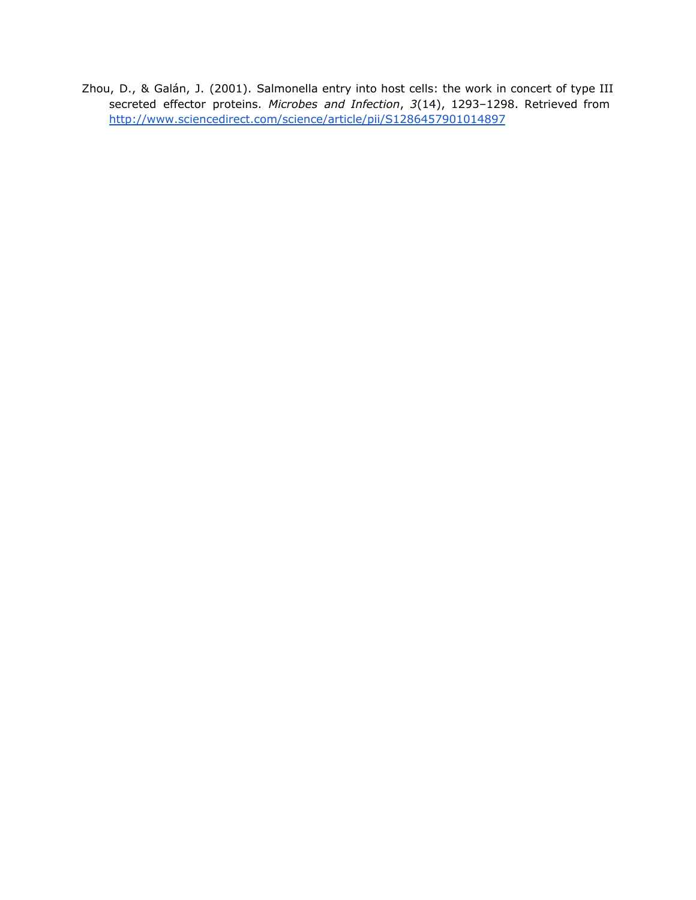Zhou, D., & Galán, J. (2001). Salmonella entry into host cells: the work in concert of type III secreted effector proteins. *Microbes and Infection*, *3*(14), 1293–1298. Retrieved from http://www.sciencedirect.com/science/article/pii/S1286457901014897